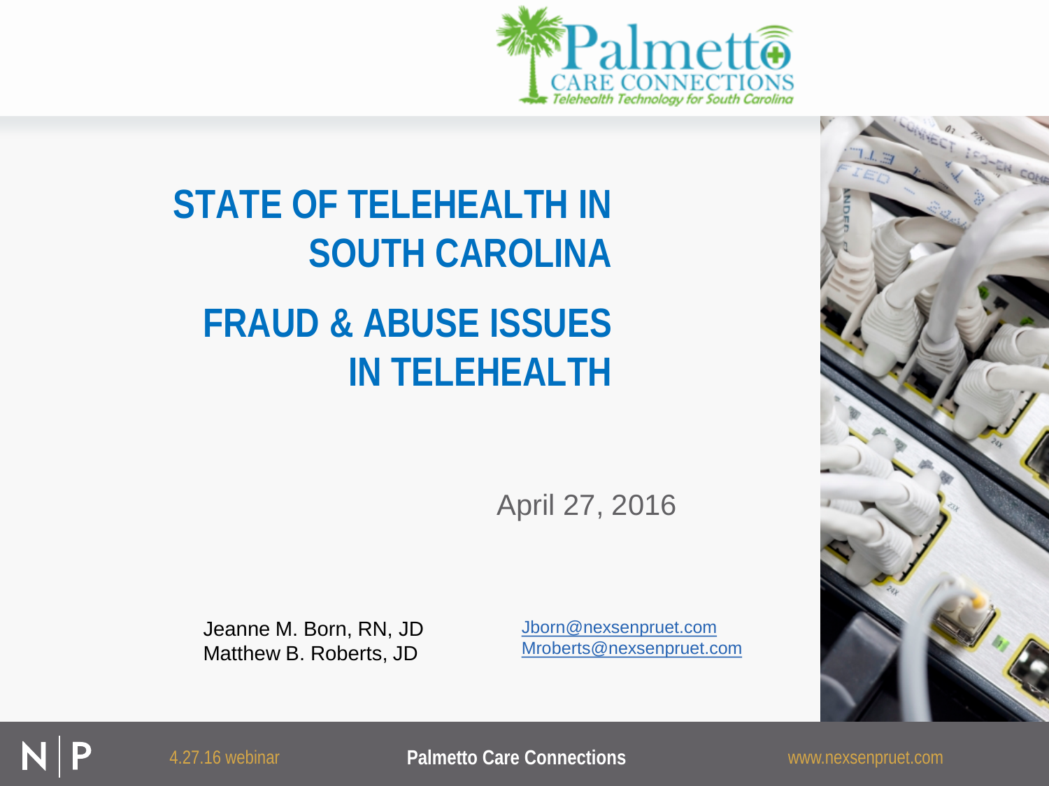# STATE OF TELEHEALTH IN SOUTH CAROLINA

# FRAUD & ABUSE ISSUES IN TELEHEALTH

April 27, 2016

Jeanne M. Born, RN, JD
Matthew B. Roberts, JD

Jborn@nexsenpruet.com
Mroberts@nexsenpruet.com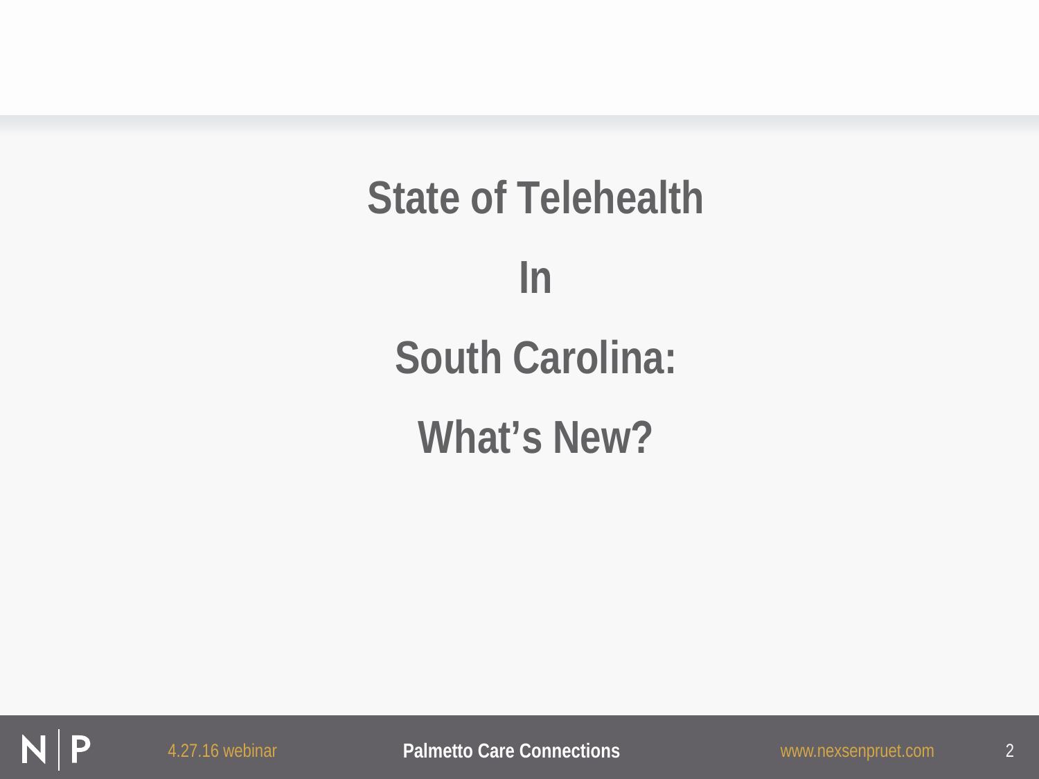# State of Telehealth In South Carolina: What's New?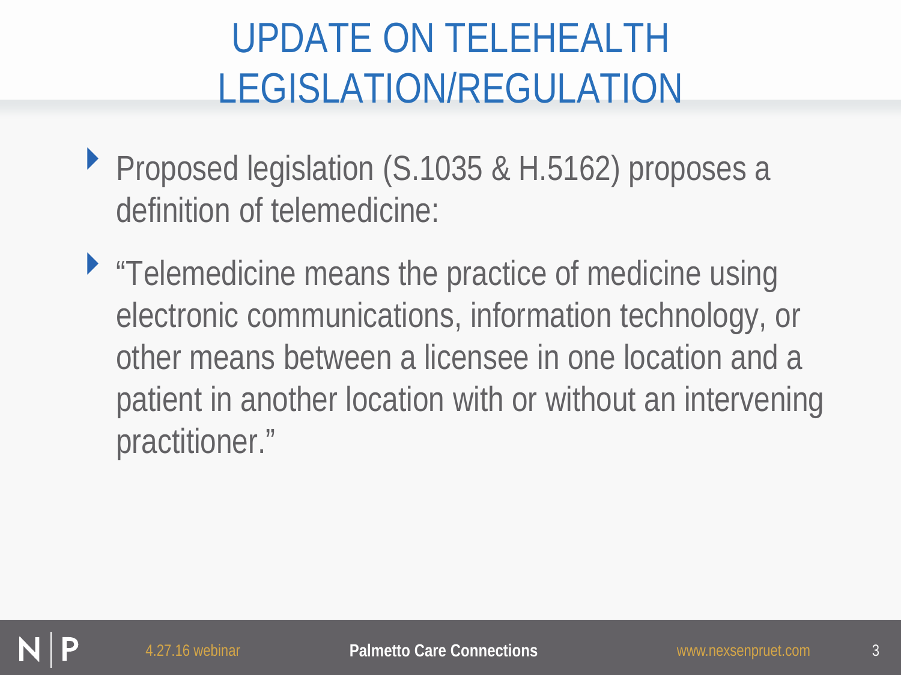# UPDATE ON TELEHEALTH LEGISLATION/REGULATION

- Proposed legislation (S.1035 & H.5162) proposes a definition of telemedicine:
- "Telemedicine means the practice of medicine using electronic communications, information technology, or other means between a licensee in one location and a patient in another location with or without an intervening practitioner."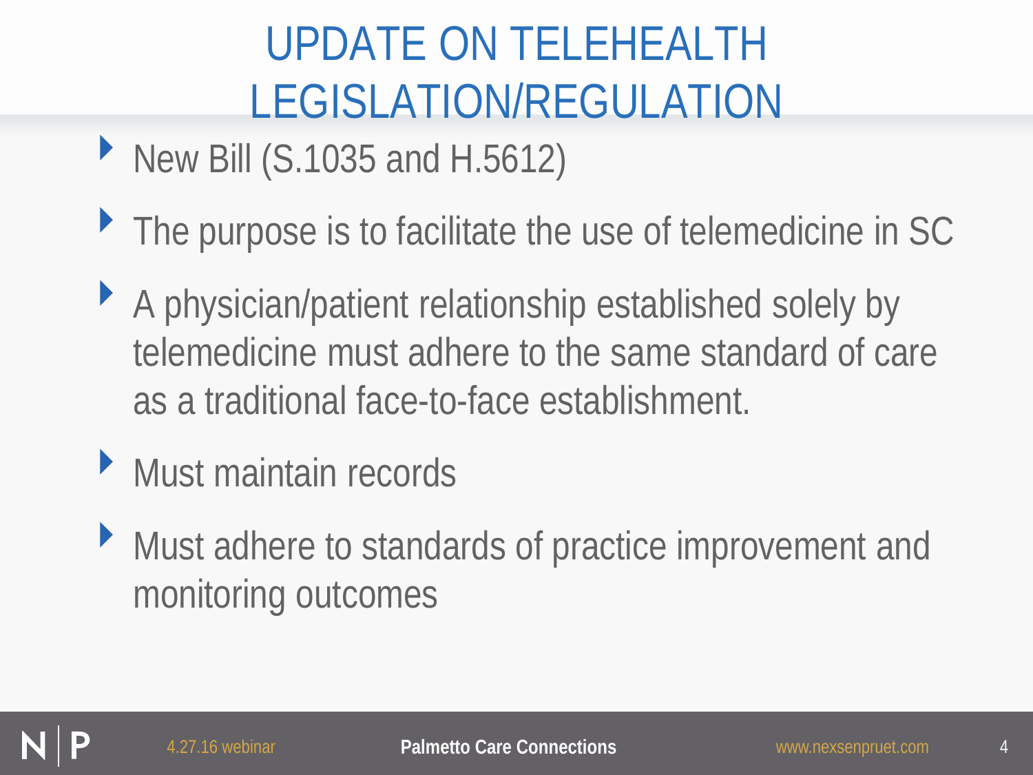# UPDATE ON TELEHEALTH LEGISLATION/REGULATION

- New Bill (S.1035 and H.5612)
- The purpose is to facilitate the use of telemedicine in SC
- A physician/patient relationship established solely by telemedicine must adhere to the same standard of care as a traditional face-to-face establishment.
- Must maintain records
- Must adhere to standards of practice improvement and monitoring outcomes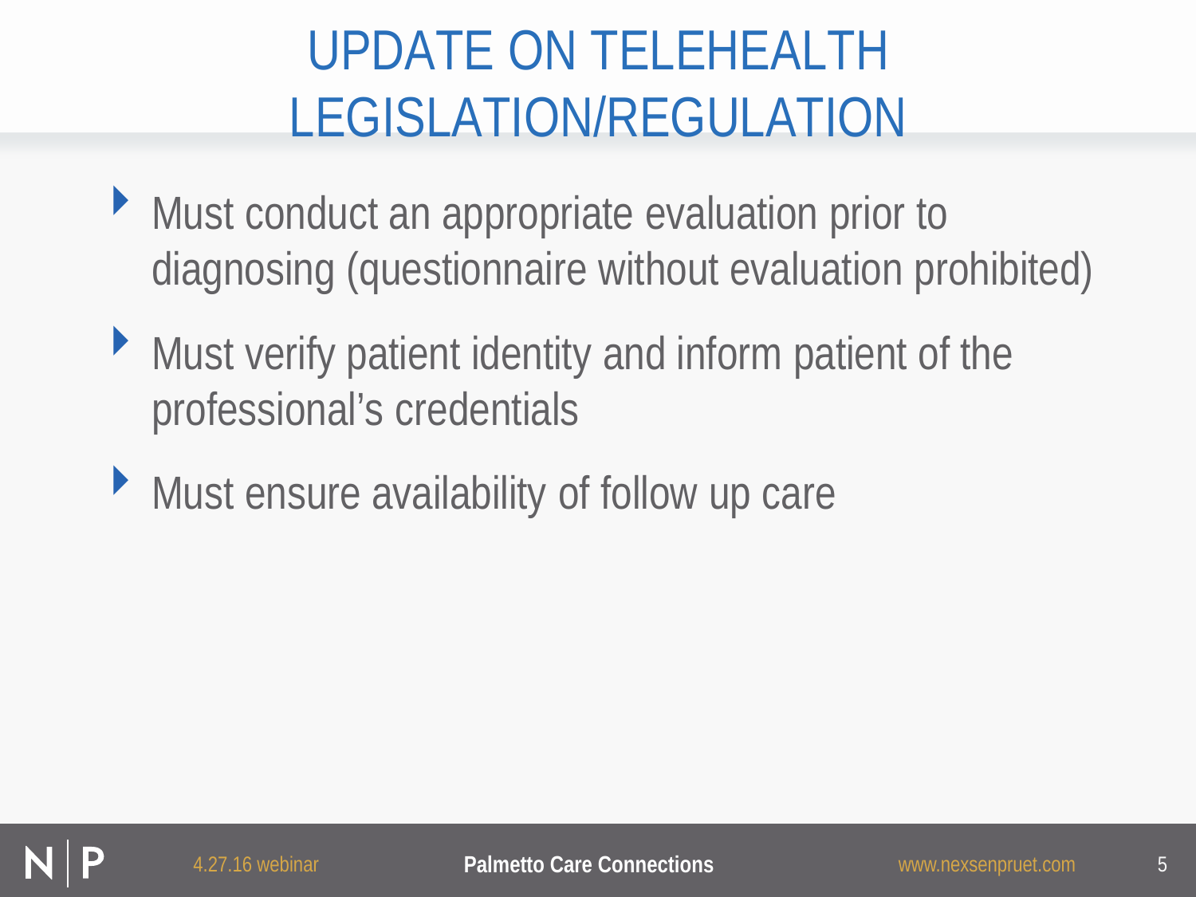# UPDATE ON TELEHEALTH LEGISLATION/REGULATION

- Must conduct an appropriate evaluation prior to diagnosing (questionnaire without evaluation prohibited)
- Must verify patient identity and inform patient of the professional's credentials
- Must ensure availability of follow up care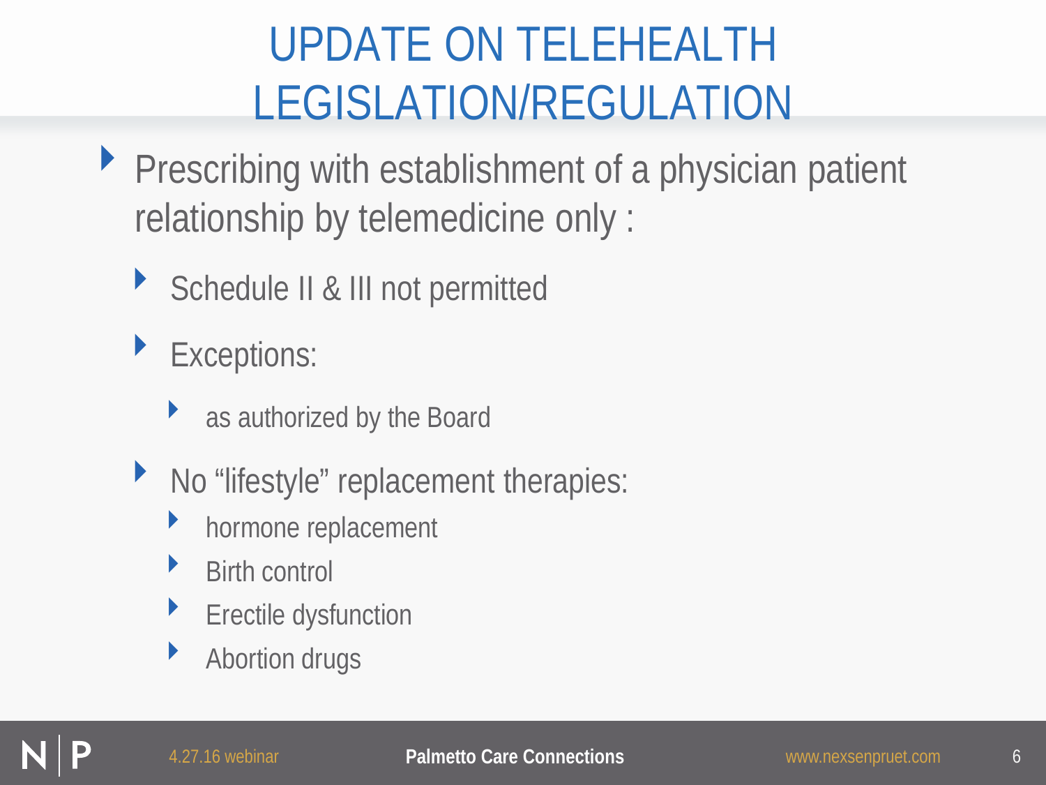# UPDATE ON TELEHEALTH LEGISLATION/REGULATION

- Prescribing with establishment of a physician patient relationship by telemedicine only :
  - Schedule II & III not permitted
  - Exceptions:
    - as authorized by the Board
  - No “lifestyle” replacement therapies:
    - hormone replacement
    - Birth control
    - Erectile dysfunction
    - Abortion drugs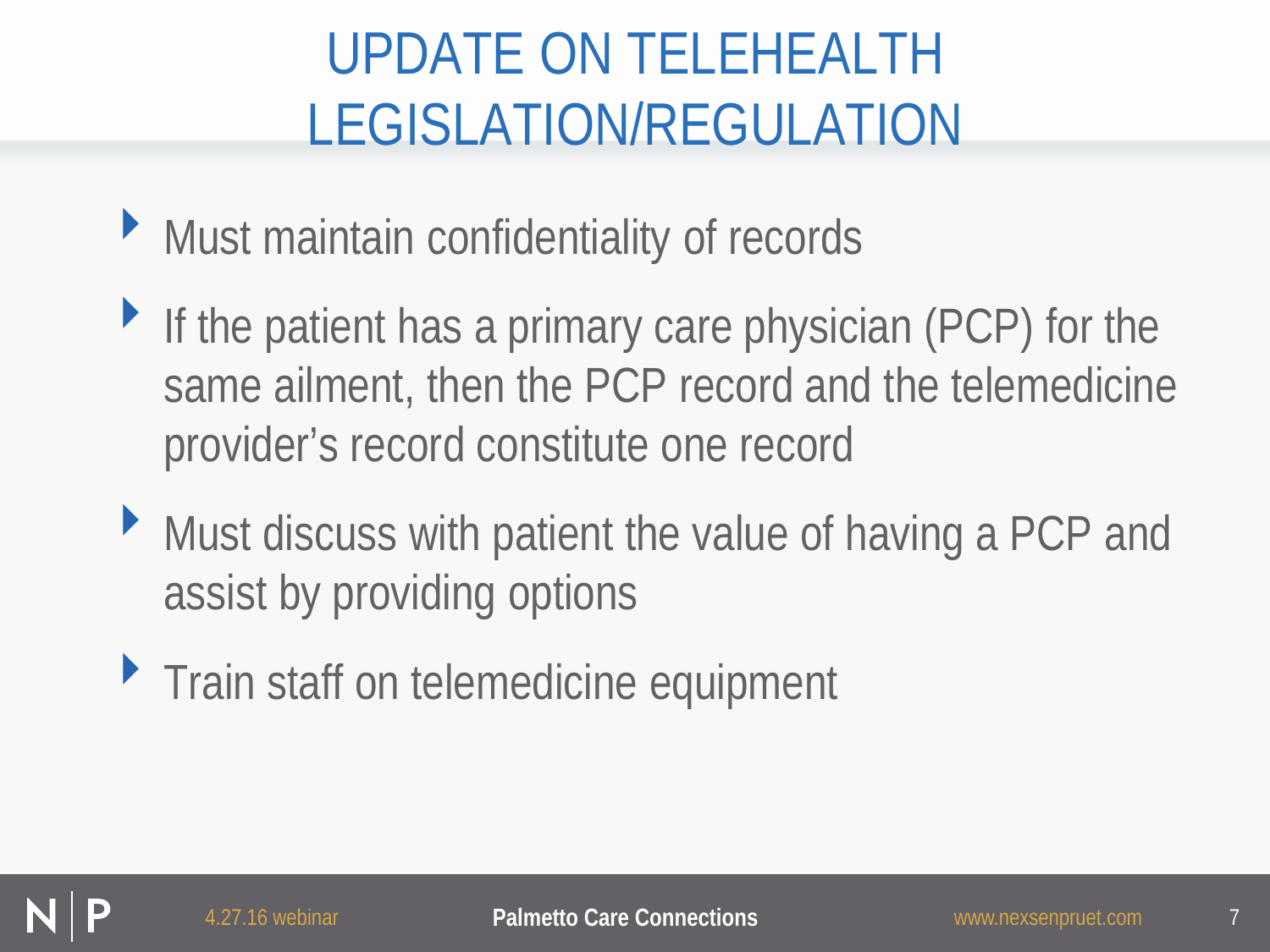# UPDATE ON TELEHEALTH LEGISLATION/REGULATION

- Must maintain confidentiality of records
- If the patient has a primary care physician (PCP) for the same ailment, then the PCP record and the telemedicine provider's record constitute one record
- Must discuss with patient the value of having a PCP and assist by providing options
- Train staff on telemedicine equipment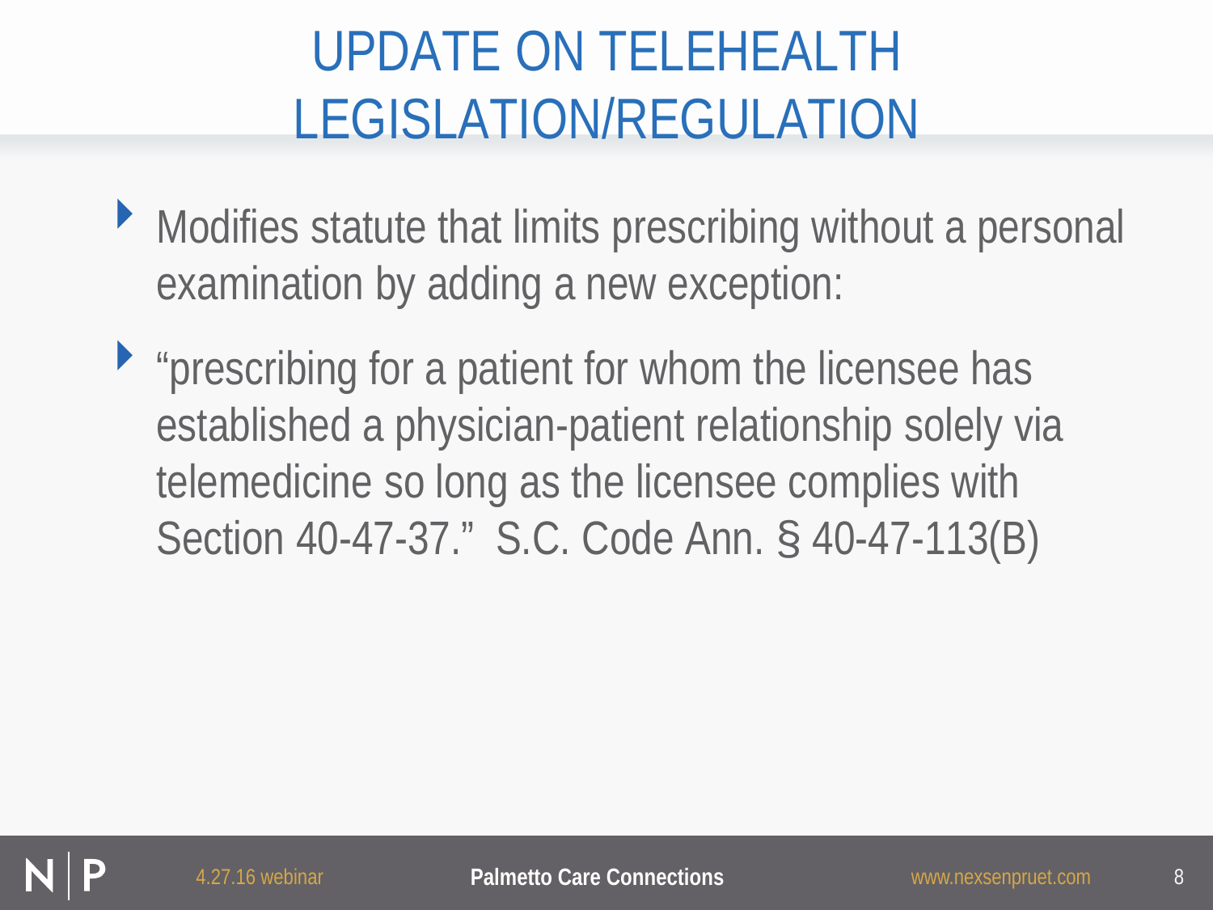# UPDATE ON TELEHEALTH LEGISLATION/REGULATION

- Modifies statute that limits prescribing without a personal examination by adding a new exception:
- "prescribing for a patient for whom the licensee has established a physician-patient relationship solely via telemedicine so long as the licensee complies with Section 40-47-37." S.C. Code Ann. § 40-47-113(B)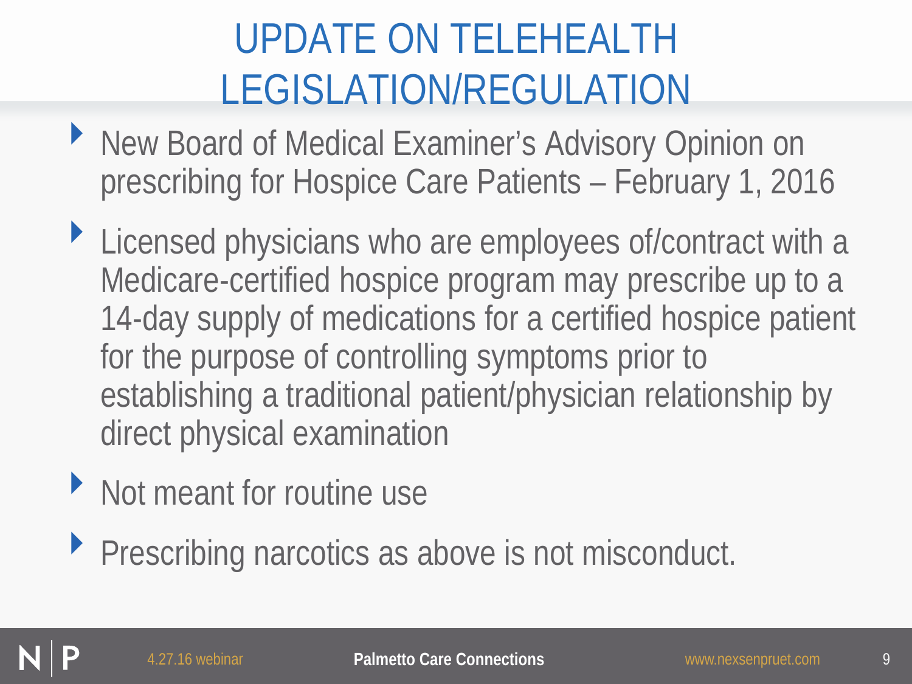# UPDATE ON TELEHEALTH LEGISLATION/REGULATION

- New Board of Medical Examiner's Advisory Opinion on prescribing for Hospice Care Patients – February 1, 2016
- Licensed physicians who are employees of/contract with a Medicare-certified hospice program may prescribe up to a 14-day supply of medications for a certified hospice patient for the purpose of controlling symptoms prior to establishing a traditional patient/physician relationship by direct physical examination
- Not meant for routine use
- Prescribing narcotics as above is not misconduct.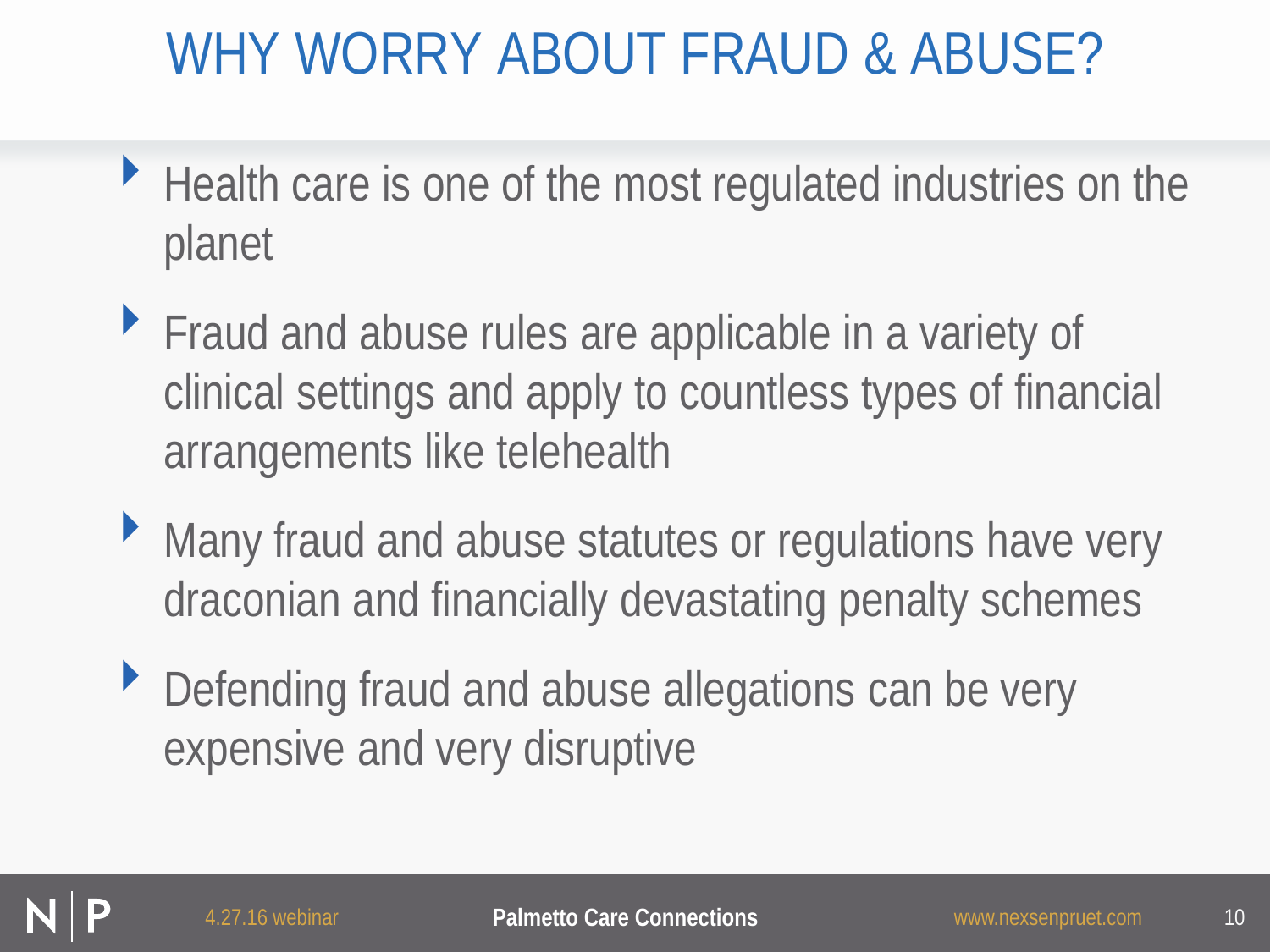# WHY WORRY ABOUT FRAUD & ABUSE?

- Health care is one of the most regulated industries on the planet
- Fraud and abuse rules are applicable in a variety of clinical settings and apply to countless types of financial arrangements like telehealth
- Many fraud and abuse statutes or regulations have very draconian and financially devastating penalty schemes
- Defending fraud and abuse allegations can be very expensive and very disruptive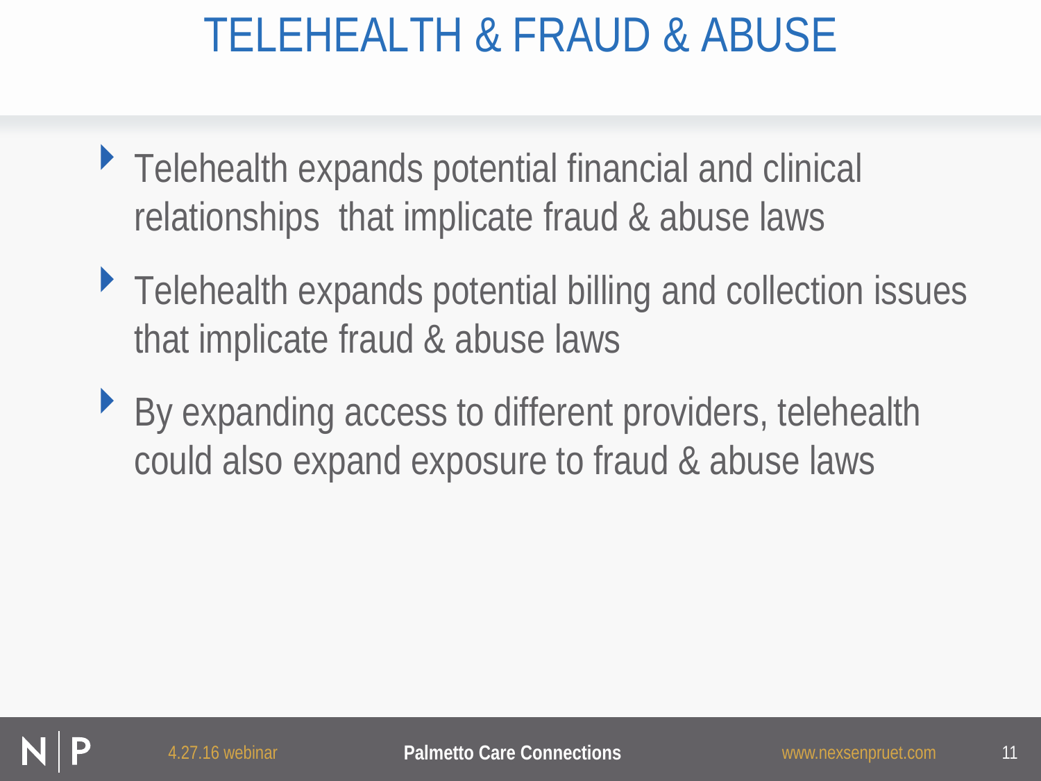# TELEHEALTH & FRAUD & ABUSE

- Telehealth expands potential financial and clinical relationships that implicate fraud & abuse laws
- Telehealth expands potential billing and collection issues that implicate fraud & abuse laws
- By expanding access to different providers, telehealth could also expand exposure to fraud & abuse laws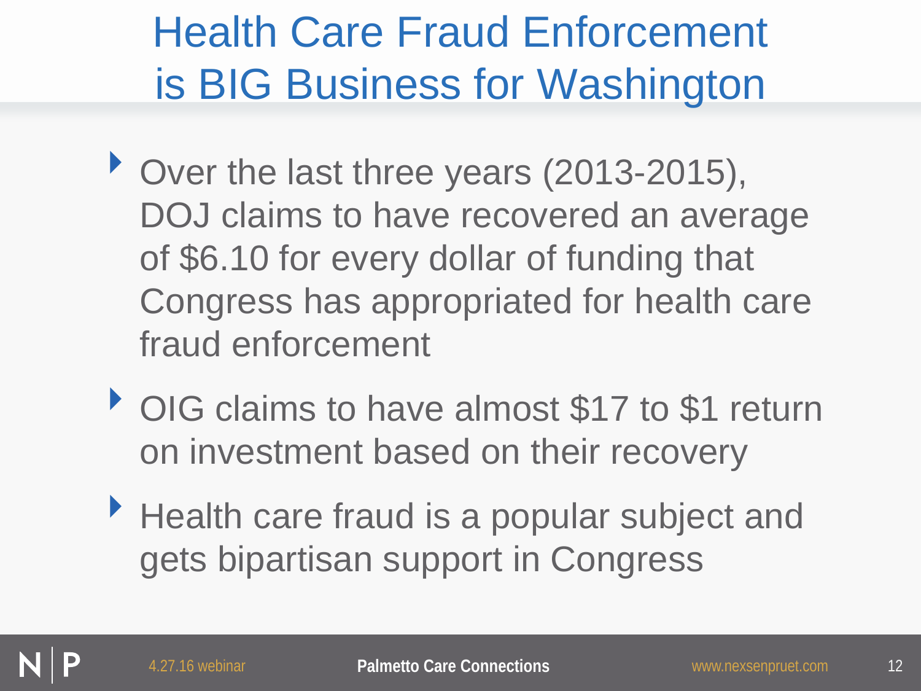# Health Care Fraud Enforcement is BIG Business for Washington

- Over the last three years (2013-2015), DOJ claims to have recovered an average of $6.10 for every dollar of funding that Congress has appropriated for health care fraud enforcement
- OIG claims to have almost $17 to $1 return on investment based on their recovery
- Health care fraud is a popular subject and gets bipartisan support in Congress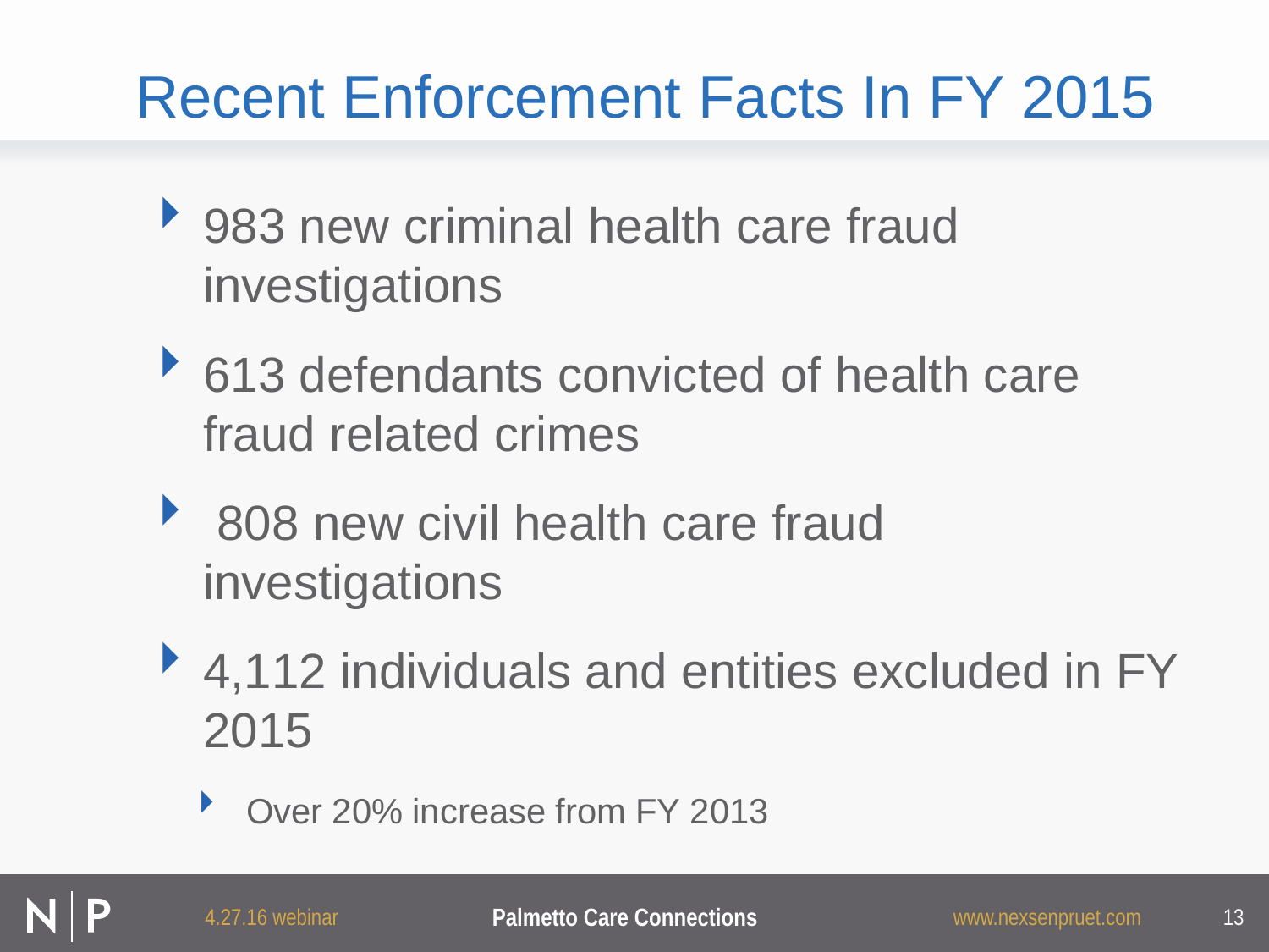# Recent Enforcement Facts In FY 2015

- 983 new criminal health care fraud investigations
- 613 defendants convicted of health care fraud related crimes
- 808 new civil health care fraud investigations
- 4,112 individuals and entities excluded in FY 2015
  - Over 20% increase from FY 2013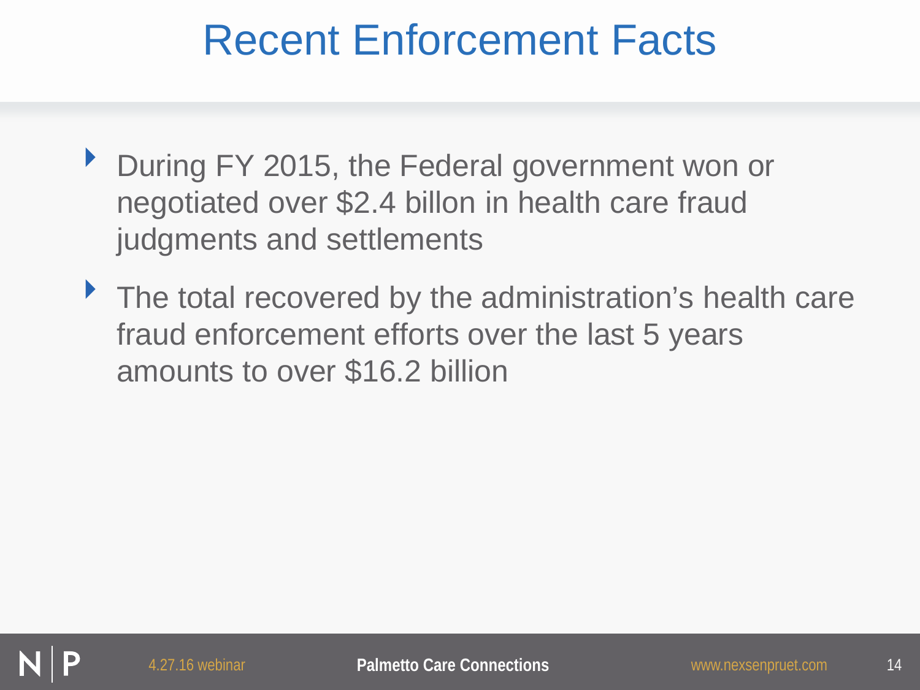# Recent Enforcement Facts

- During FY 2015, the Federal government won or negotiated over $2.4 billon in health care fraud judgments and settlements
- The total recovered by the administration's health care fraud enforcement efforts over the last 5 years amounts to over $16.2 billion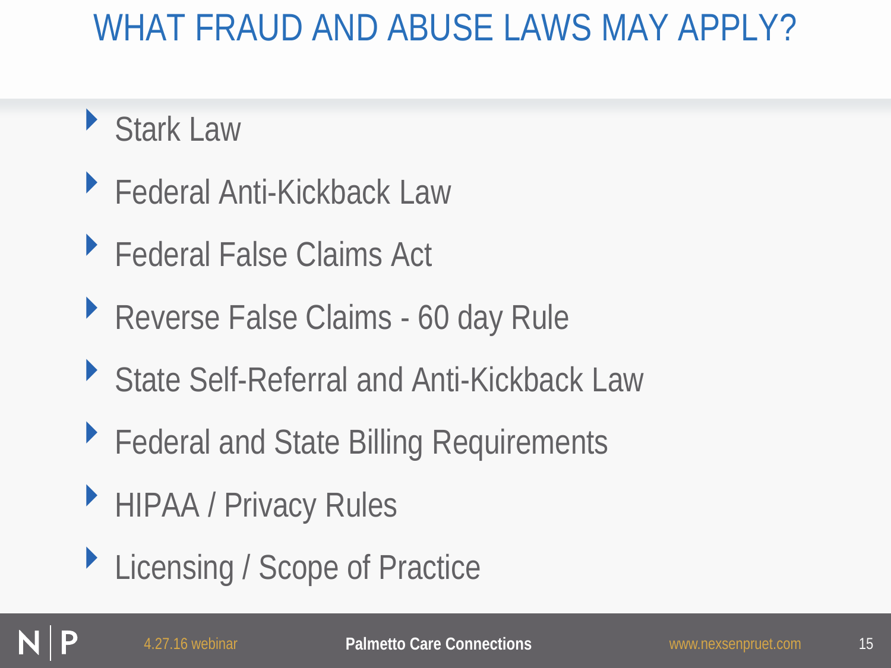# WHAT FRAUD AND ABUSE LAWS MAY APPLY?

- Stark Law
- Federal Anti-Kickback Law
- Federal False Claims Act
- Reverse False Claims - 60 day Rule
- State Self-Referral and Anti-Kickback Law
- Federal and State Billing Requirements
- HIPAA / Privacy Rules
- Licensing / Scope of Practice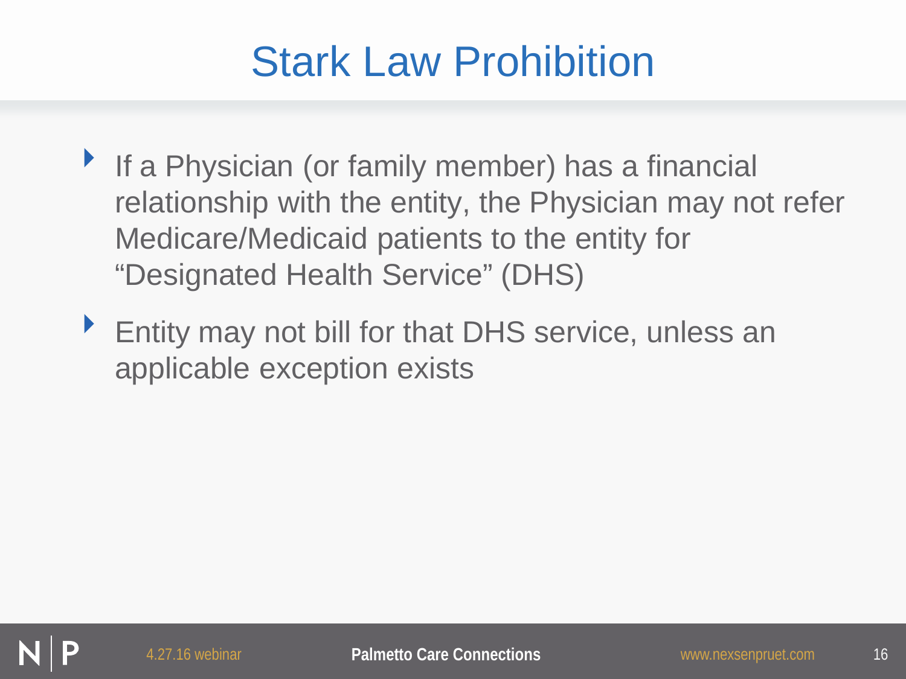# Stark Law Prohibition

- If a Physician (or family member) has a financial relationship with the entity, the Physician may not refer Medicare/Medicaid patients to the entity for "Designated Health Service" (DHS)
- Entity may not bill for that DHS service, unless an applicable exception exists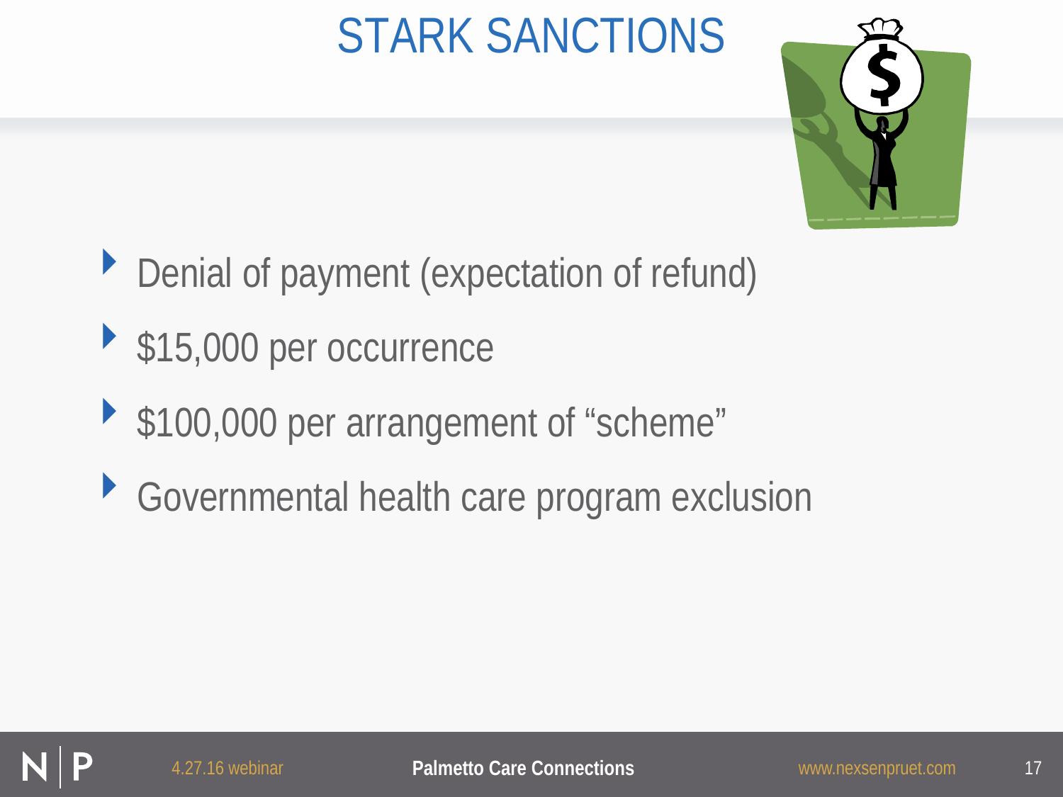# STARK SANCTIONS

- Denial of payment (expectation of refund)
- $15,000 per occurrence
- $100,000 per arrangement of “scheme”
- Governmental health care program exclusion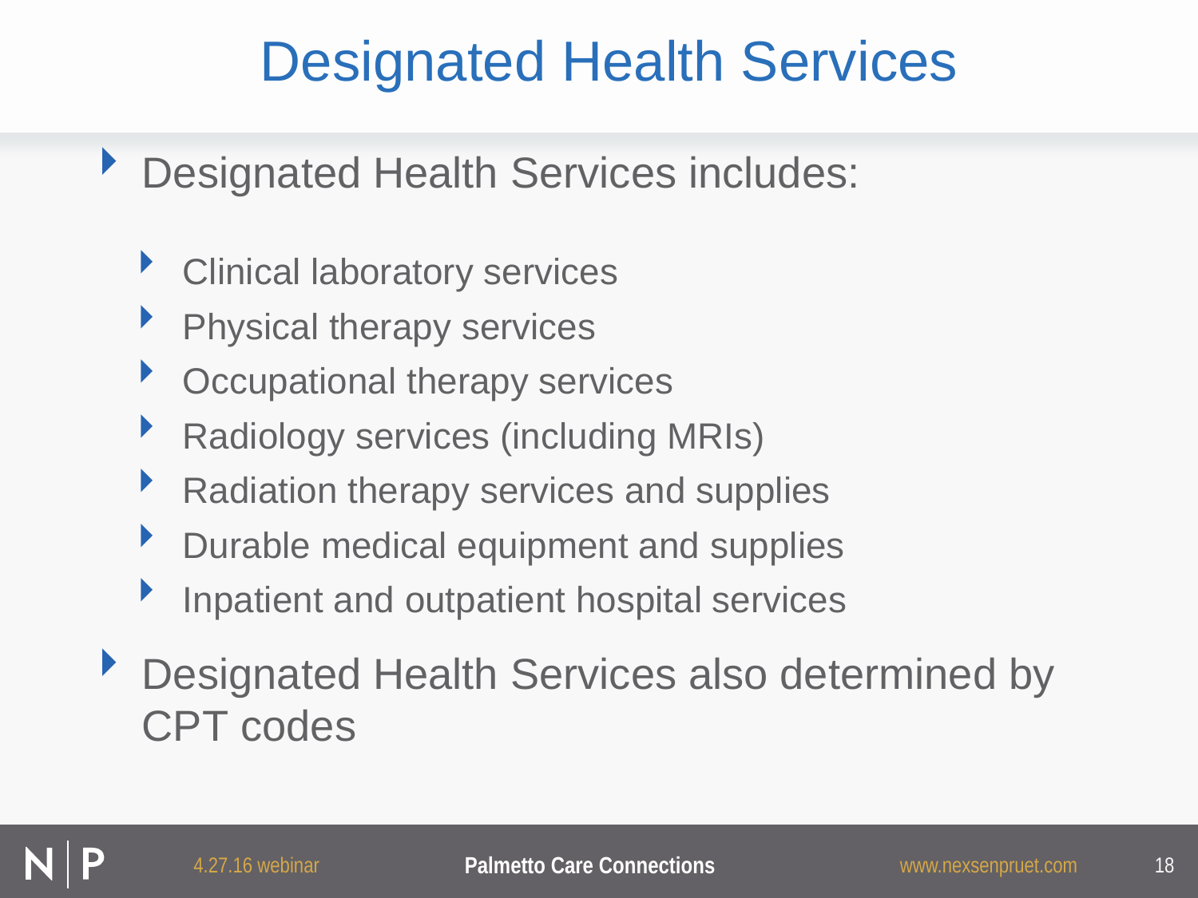# Designated Health Services

- Designated Health Services includes:
  - Clinical laboratory services
  - Physical therapy services
  - Occupational therapy services
  - Radiology services (including MRIs)
  - Radiation therapy services and supplies
  - Durable medical equipment and supplies
  - Inpatient and outpatient hospital services
- Designated Health Services also determined by CPT codes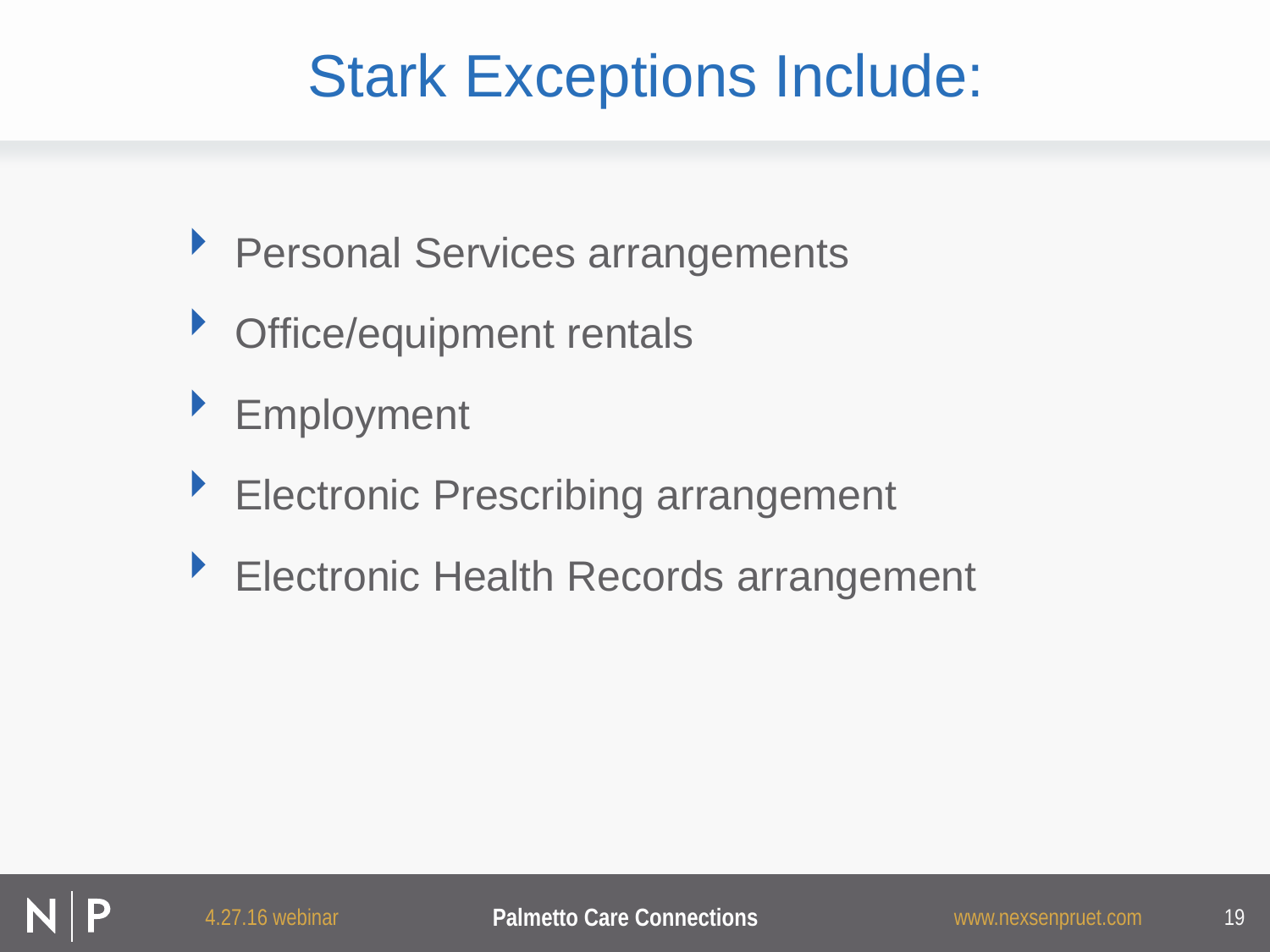# Stark Exceptions Include:

- Personal Services arrangements
- Office/equipment rentals
- Employment
- Electronic Prescribing arrangement
- Electronic Health Records arrangement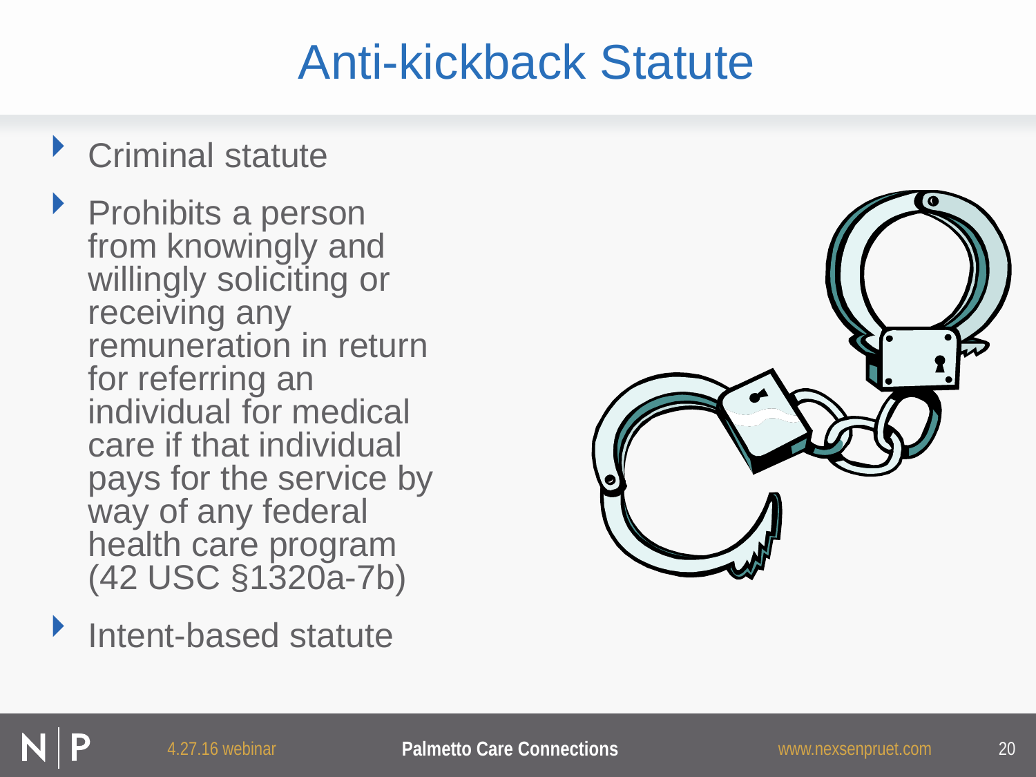# Anti-kickback Statute

- Criminal statute
- Prohibits a person from knowingly and willingly soliciting or receiving any remuneration in return for referring an individual for medical care if that individual pays for the service by way of any federal health care program (42 USC §1320a-7b)
- Intent-based statute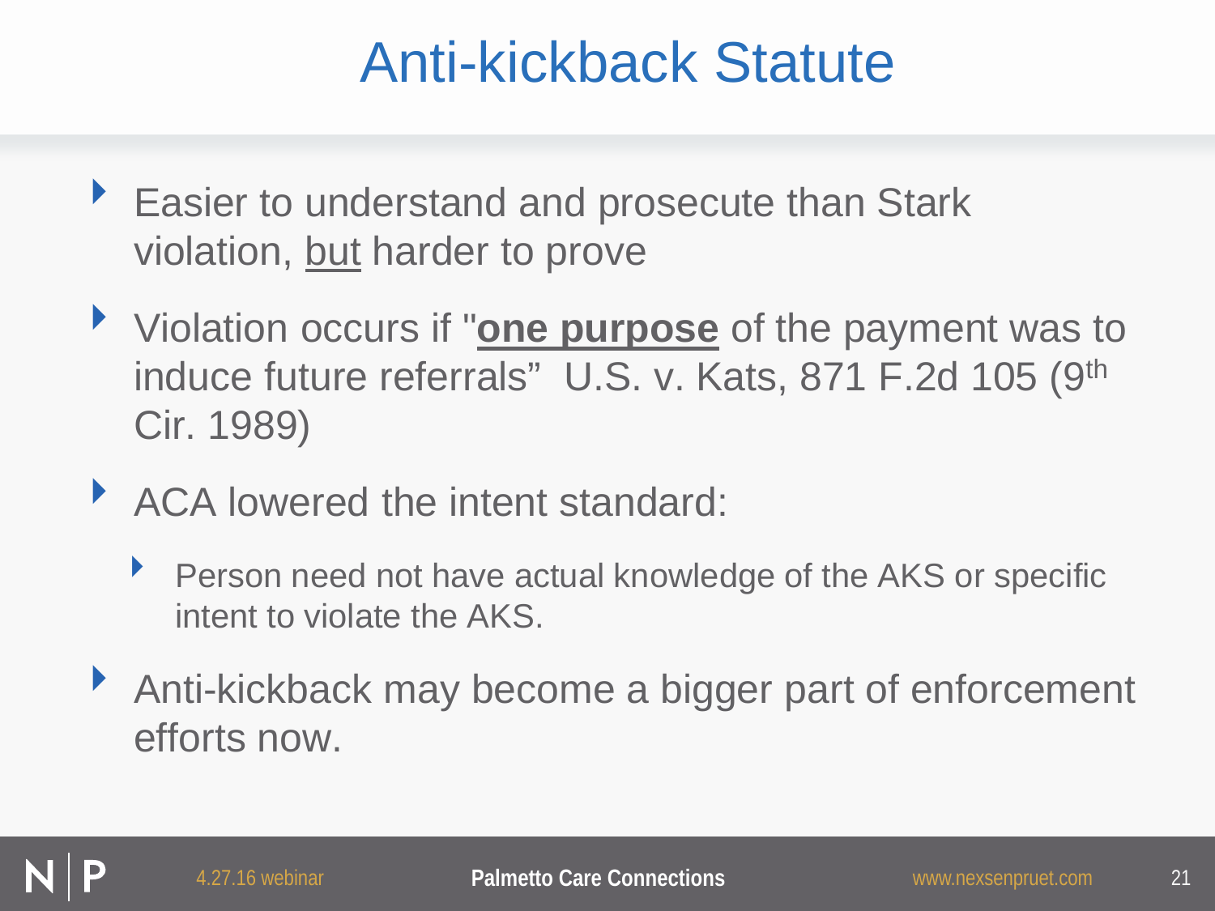# Anti-kickback Statute

- Easier to understand and prosecute than Stark violation, <u>but</u> harder to prove
- Violation occurs if "**<u>one purpose</u>** of the payment was to induce future referrals" U.S. v. Kats, 871 F.2d 105 (9th Cir. 1989)
- ACA lowered the intent standard:
  - Person need not have actual knowledge of the AKS or specific intent to violate the AKS.
- Anti-kickback may become a bigger part of enforcement efforts now.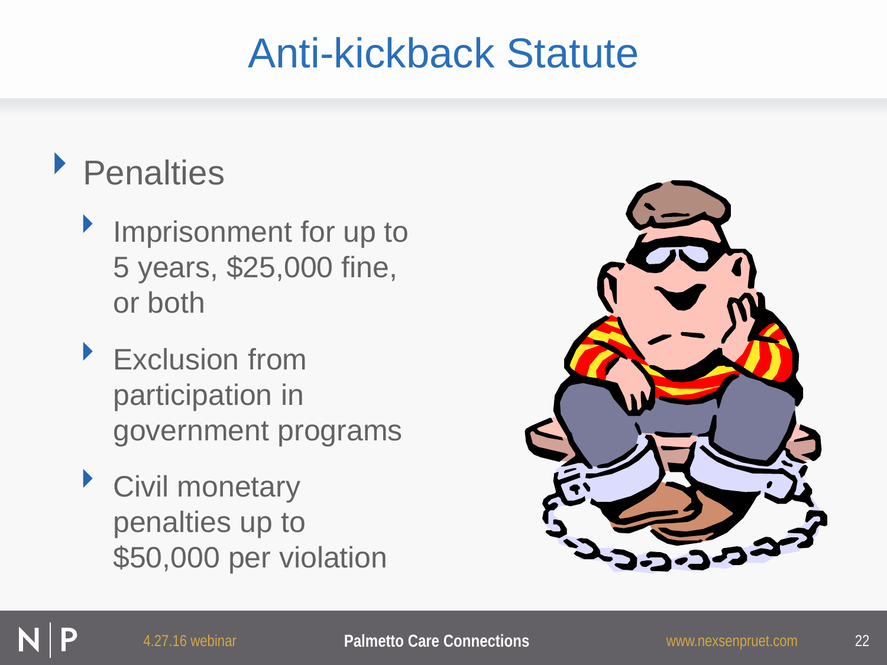# Anti-kickback Statute

- Penalties
  - Imprisonment for up to 5 years, $25,000 fine, or both
  - Exclusion from participation in government programs
  - Civil monetary penalties up to $50,000 per violation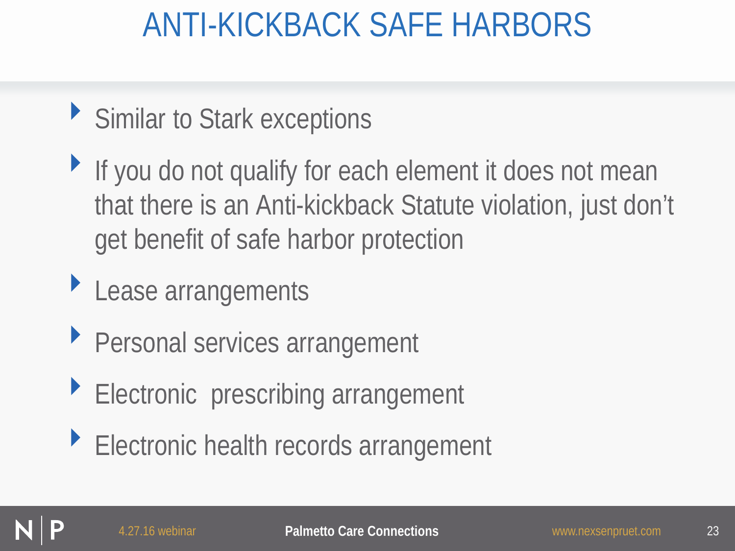# ANTI-KICKBACK SAFE HARBORS

- Similar to Stark exceptions
- If you do not qualify for each element it does not mean that there is an Anti-kickback Statute violation, just don't get benefit of safe harbor protection
- Lease arrangements
- Personal services arrangement
- Electronic prescribing arrangement
- Electronic health records arrangement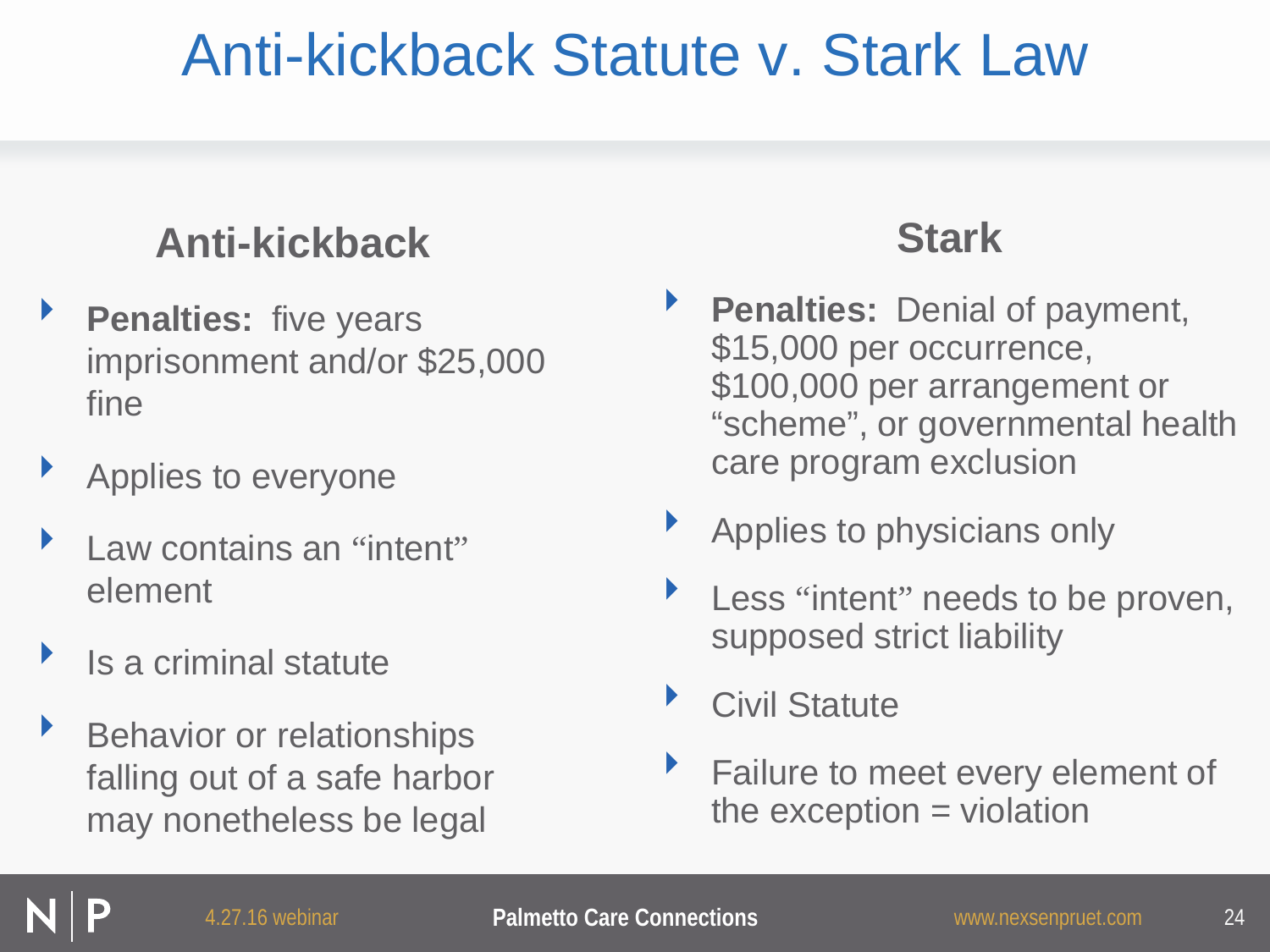# Anti-kickback Statute v. Stark Law

## Anti-kickback

- **Penalties:** five years imprisonment and/or $25,000 fine
- Applies to everyone
- Law contains an "intent" element
- Is a criminal statute
- Behavior or relationships falling out of a safe harbor may nonetheless be legal

## Stark

- **Penalties:** Denial of payment, $15,000 per occurrence, $100,000 per arrangement or "scheme", or governmental health care program exclusion
- Applies to physicians only
- Less "intent" needs to be proven, supposed strict liability
- Civil Statute
- Failure to meet every element of the exception = violation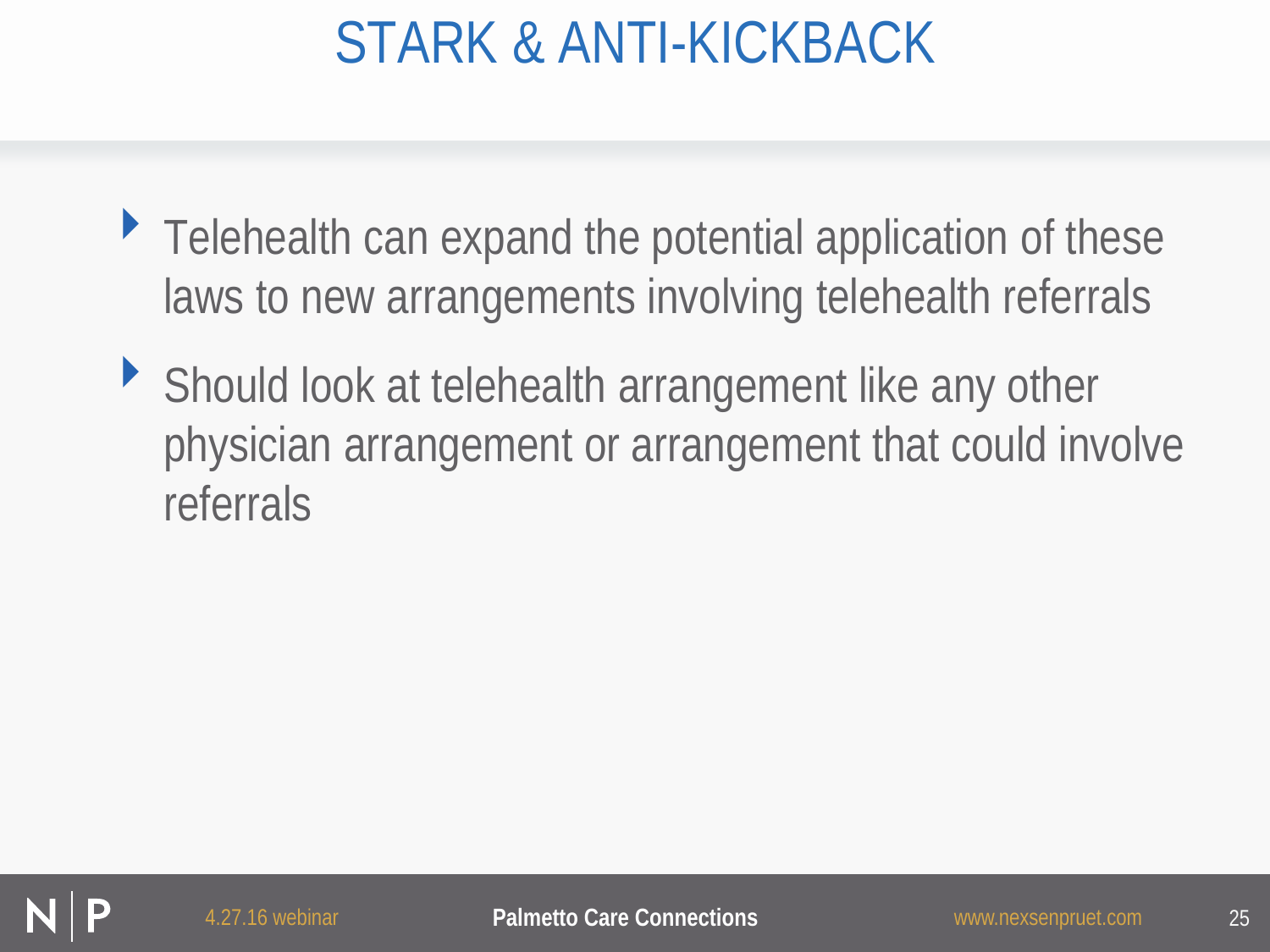# STARK & ANTI-KICKBACK

- Telehealth can expand the potential application of these laws to new arrangements involving telehealth referrals
- Should look at telehealth arrangement like any other physician arrangement or arrangement that could involve referrals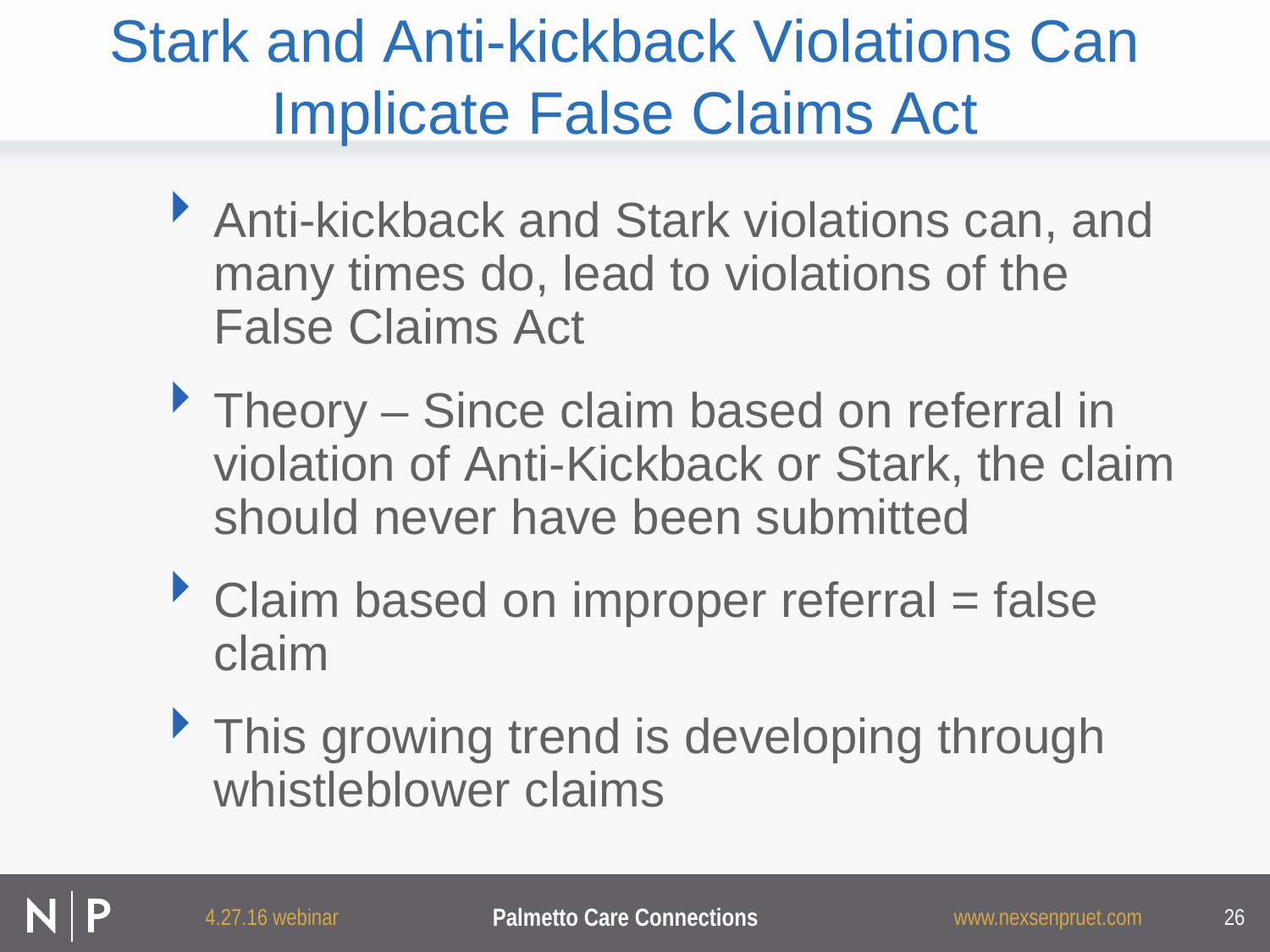# Stark and Anti-kickback Violations Can Implicate False Claims Act

- Anti-kickback and Stark violations can, and many times do, lead to violations of the False Claims Act
- Theory – Since claim based on referral in violation of Anti-Kickback or Stark, the claim should never have been submitted
- Claim based on improper referral = false claim
- This growing trend is developing through whistleblower claims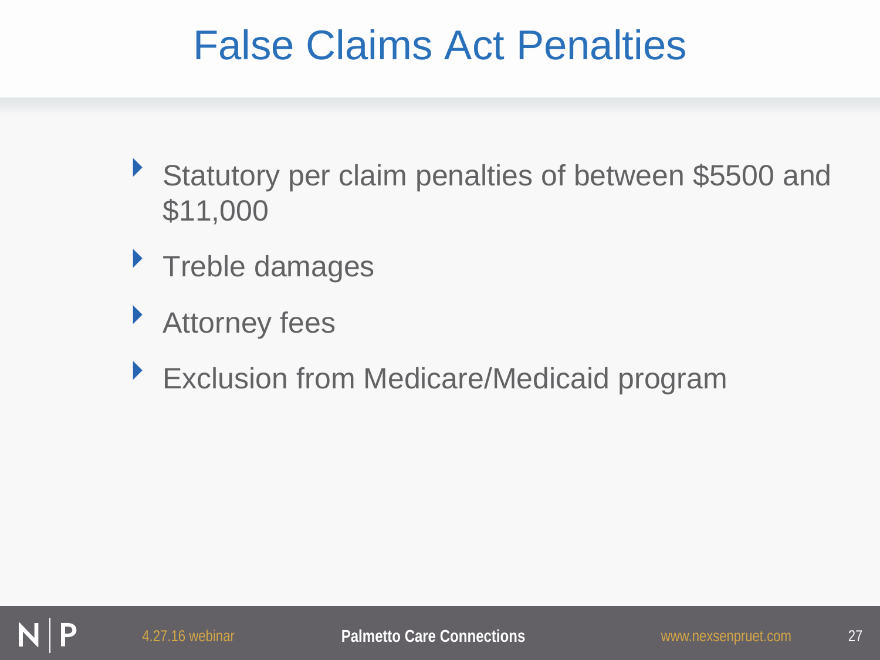# False Claims Act Penalties

- Statutory per claim penalties of between $5500 and $11,000
- Treble damages
- Attorney fees
- Exclusion from Medicare/Medicaid program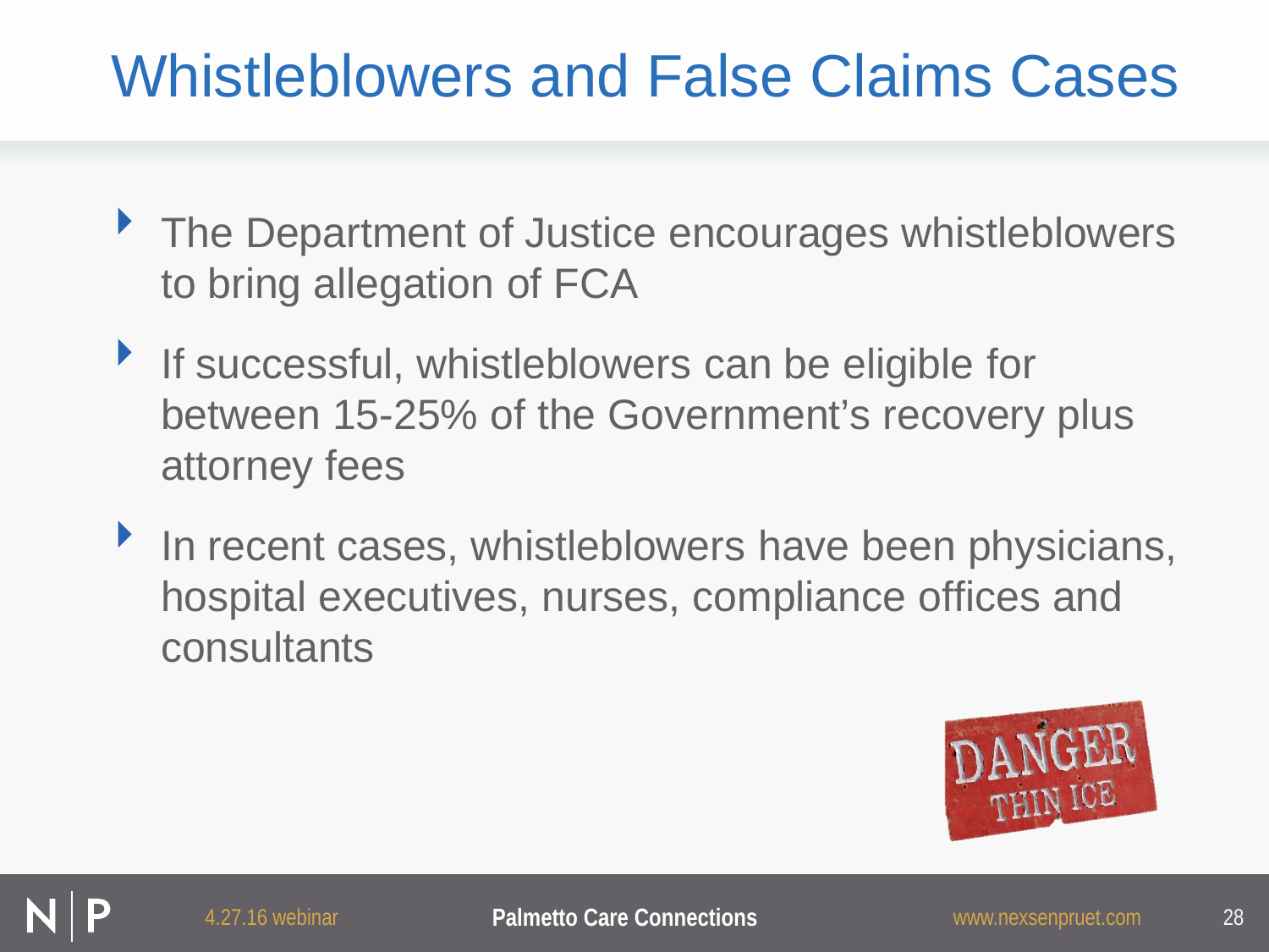# Whistleblowers and False Claims Cases

- The Department of Justice encourages whistleblowers to bring allegation of FCA
- If successful, whistleblowers can be eligible for between 15-25% of the Government's recovery plus attorney fees
- In recent cases, whistleblowers have been physicians, hospital executives, nurses, compliance offices and consultants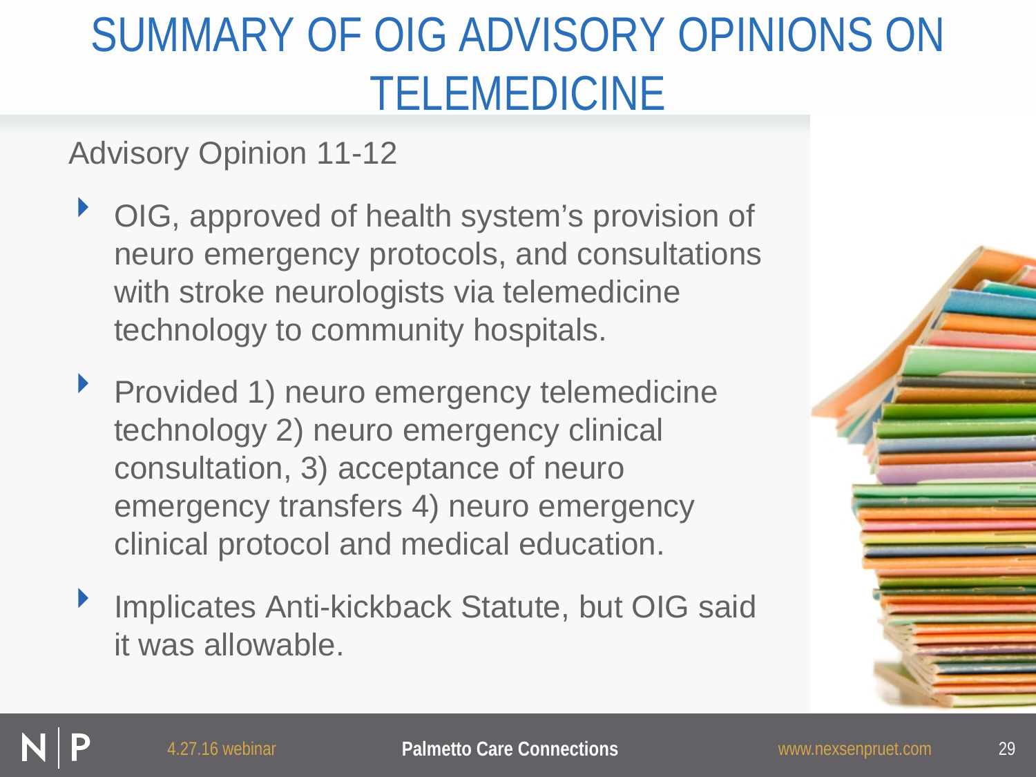# SUMMARY OF OIG ADVISORY OPINIONS ON TELEMEDICINE

Advisory Opinion 11-12

- OIG, approved of health system's provision of neuro emergency protocols, and consultations with stroke neurologists via telemedicine technology to community hospitals.
- Provided 1) neuro emergency telemedicine technology 2) neuro emergency clinical consultation, 3) acceptance of neuro emergency transfers 4) neuro emergency clinical protocol and medical education.
- Implicates Anti-kickback Statute, but OIG said it was allowable.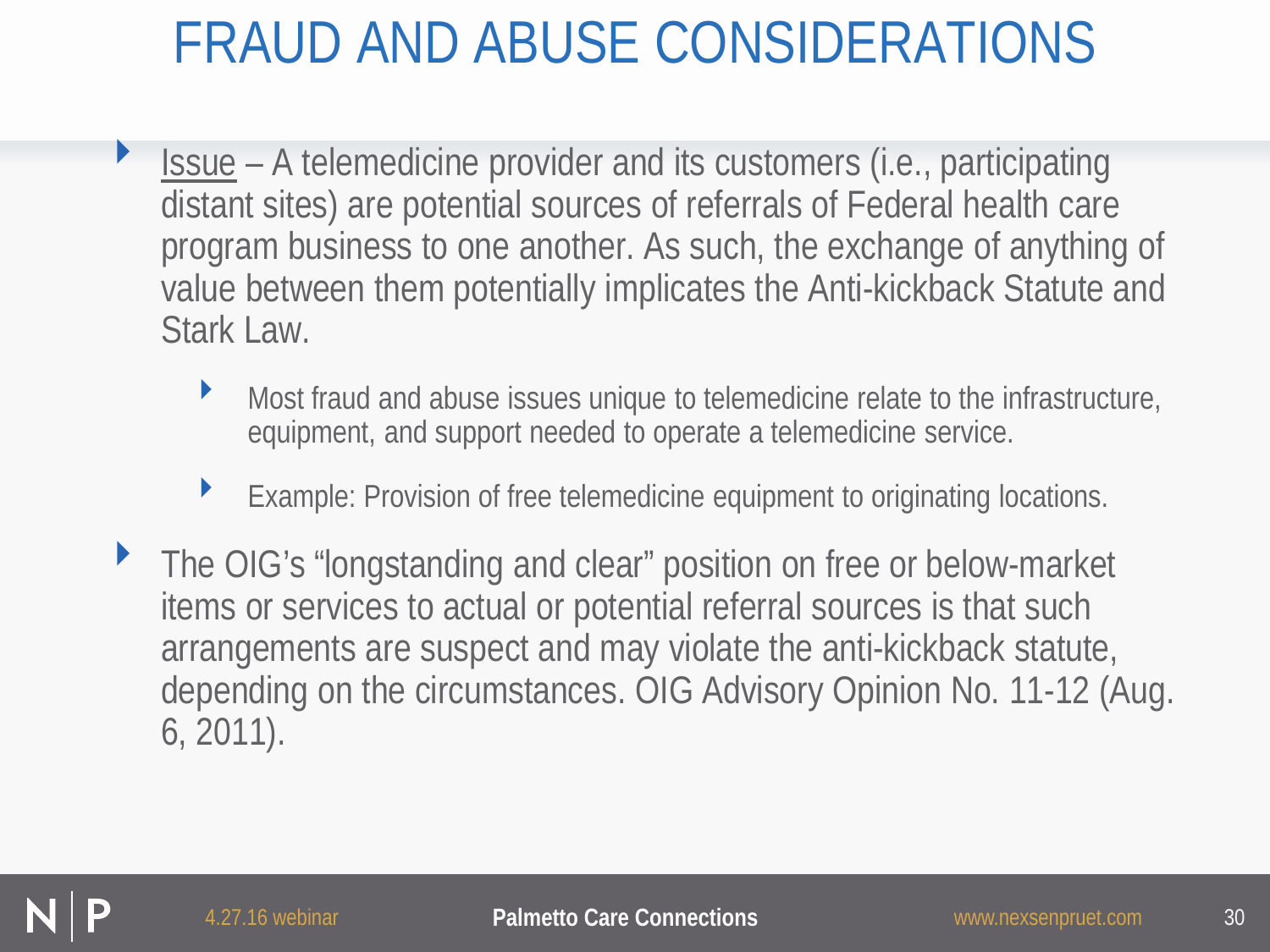# FRAUD AND ABUSE CONSIDERATIONS

- Issue – A telemedicine provider and its customers (i.e., participating distant sites) are potential sources of referrals of Federal health care program business to one another. As such, the exchange of anything of value between them potentially implicates the Anti-kickback Statute and Stark Law.
  - Most fraud and abuse issues unique to telemedicine relate to the infrastructure, equipment, and support needed to operate a telemedicine service.
  - Example: Provision of free telemedicine equipment to originating locations.
- The OIG's "longstanding and clear" position on free or below-market items or services to actual or potential referral sources is that such arrangements are suspect and may violate the anti-kickback statute, depending on the circumstances. OIG Advisory Opinion No. 11-12 (Aug. 6, 2011).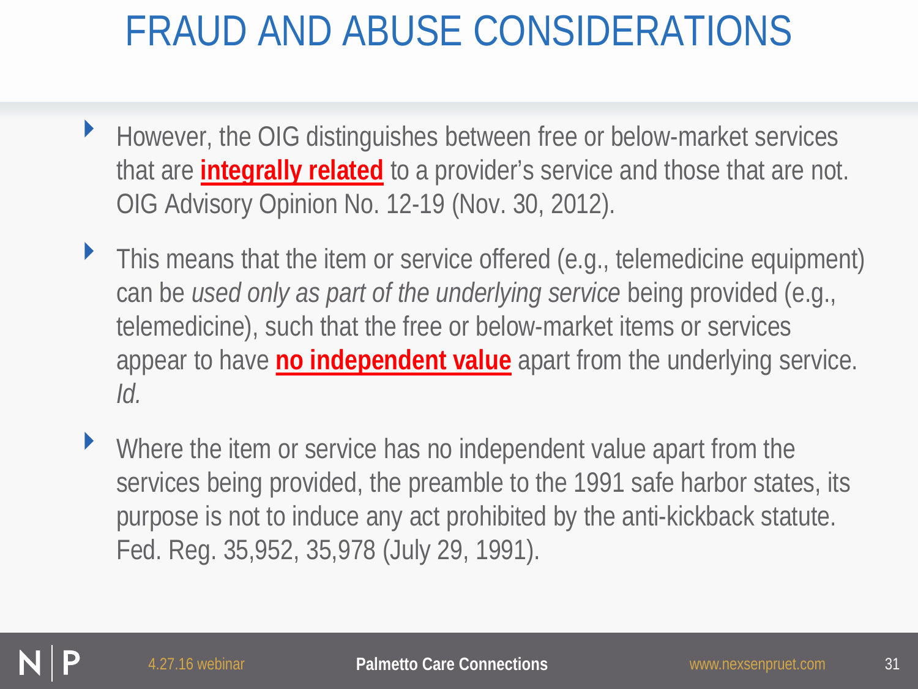# FRAUD AND ABUSE CONSIDERATIONS

- However, the OIG distinguishes between free or below-market services that are **integrally related** to a provider's service and those that are not. OIG Advisory Opinion No. 12-19 (Nov. 30, 2012).
- This means that the item or service offered (e.g., telemedicine equipment) can be *used only as part of the underlying service* being provided (e.g., telemedicine), such that the free or below-market items or services appear to have **no independent value** apart from the underlying service. *Id.*
- Where the item or service has no independent value apart from the services being provided, the preamble to the 1991 safe harbor states, its purpose is not to induce any act prohibited by the anti-kickback statute. Fed. Reg. 35,952, 35,978 (July 29, 1991).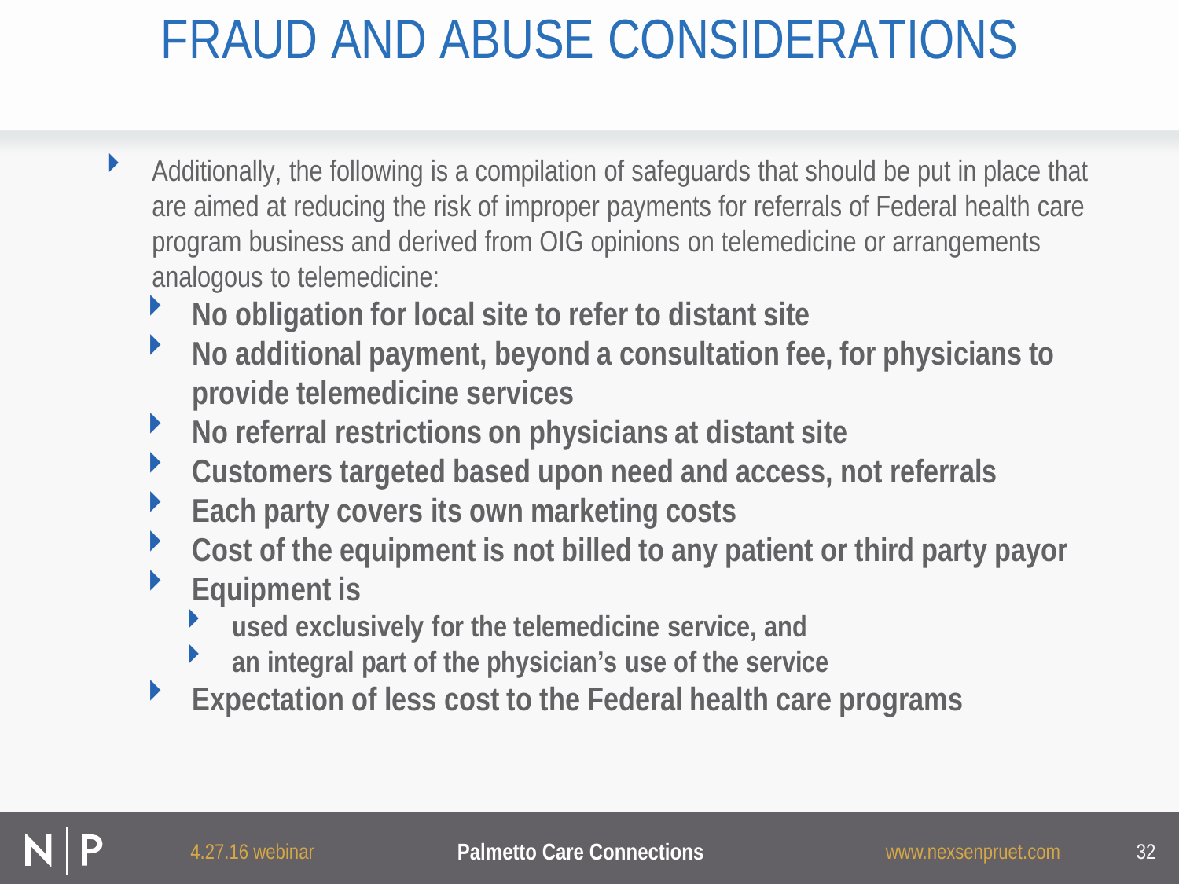# FRAUD AND ABUSE CONSIDERATIONS

- Additionally, the following is a compilation of safeguards that should be put in place that are aimed at reducing the risk of improper payments for referrals of Federal health care program business and derived from OIG opinions on telemedicine or arrangements analogous to telemedicine:
  - **No obligation for local site to refer to distant site**
  - **No additional payment, beyond a consultation fee, for physicians to provide telemedicine services**
  - **No referral restrictions on physicians at distant site**
  - **Customers targeted based upon need and access, not referrals**
  - **Each party covers its own marketing costs**
  - **Cost of the equipment is not billed to any patient or third party payor**
  - **Equipment is**
    - **used exclusively for the telemedicine service, and**
    - **an integral part of the physician's use of the service**
  - **Expectation of less cost to the Federal health care programs**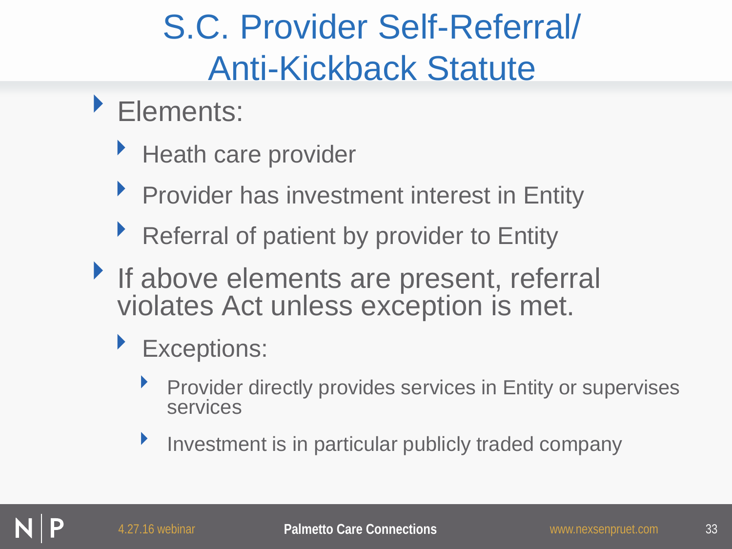# S.C. Provider Self-Referral/ Anti-Kickback Statute

- Elements:
  - Heath care provider
  - Provider has investment interest in Entity
  - Referral of patient by provider to Entity
- If above elements are present, referral violates Act unless exception is met.
  - Exceptions:
    - Provider directly provides services in Entity or supervises services
    - Investment is in particular publicly traded company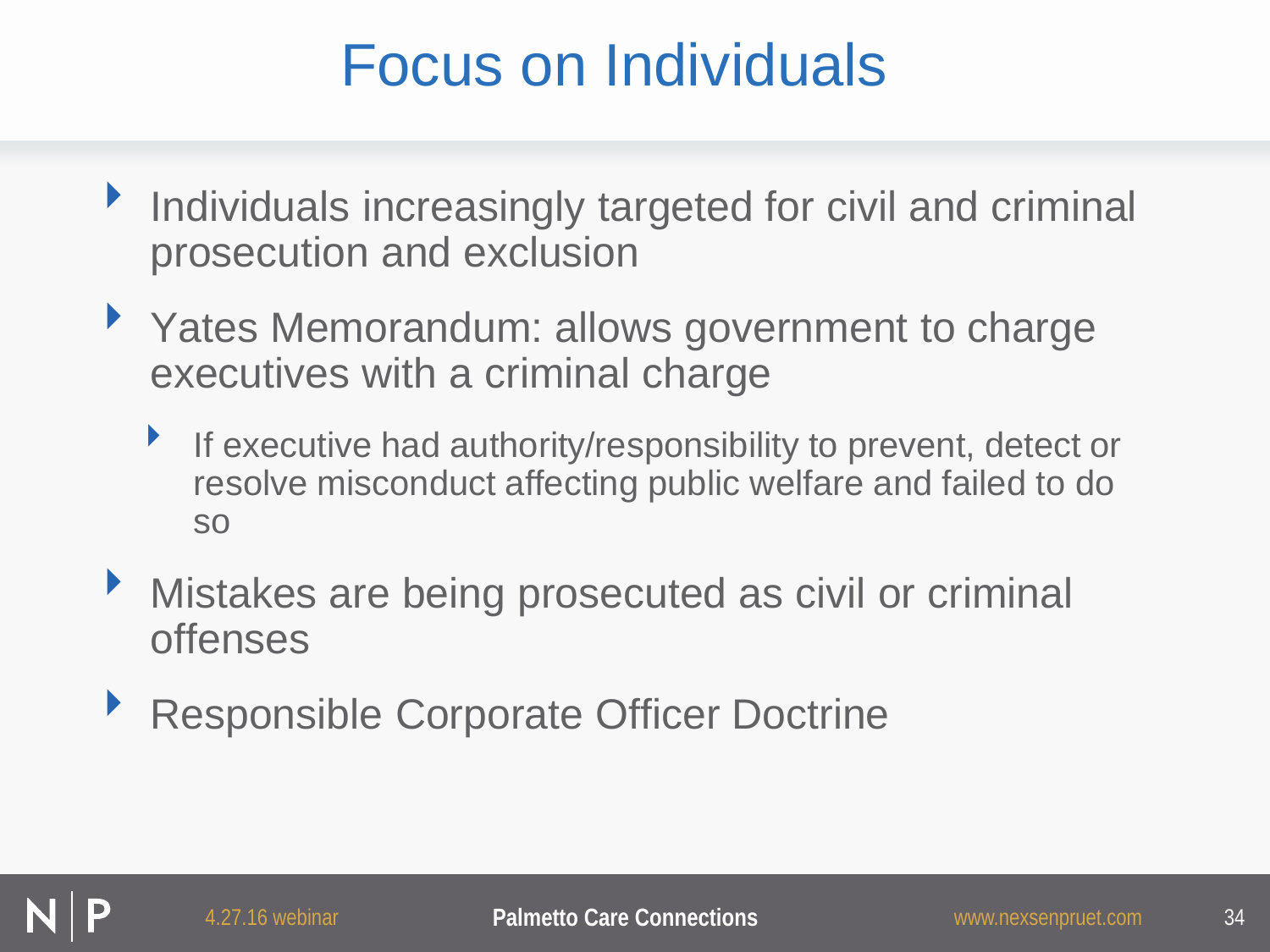# Focus on Individuals

- Individuals increasingly targeted for civil and criminal prosecution and exclusion
- Yates Memorandum: allows government to charge executives with a criminal charge
  - If executive had authority/responsibility to prevent, detect or resolve misconduct affecting public welfare and failed to do so
- Mistakes are being prosecuted as civil or criminal offenses
- Responsible Corporate Officer Doctrine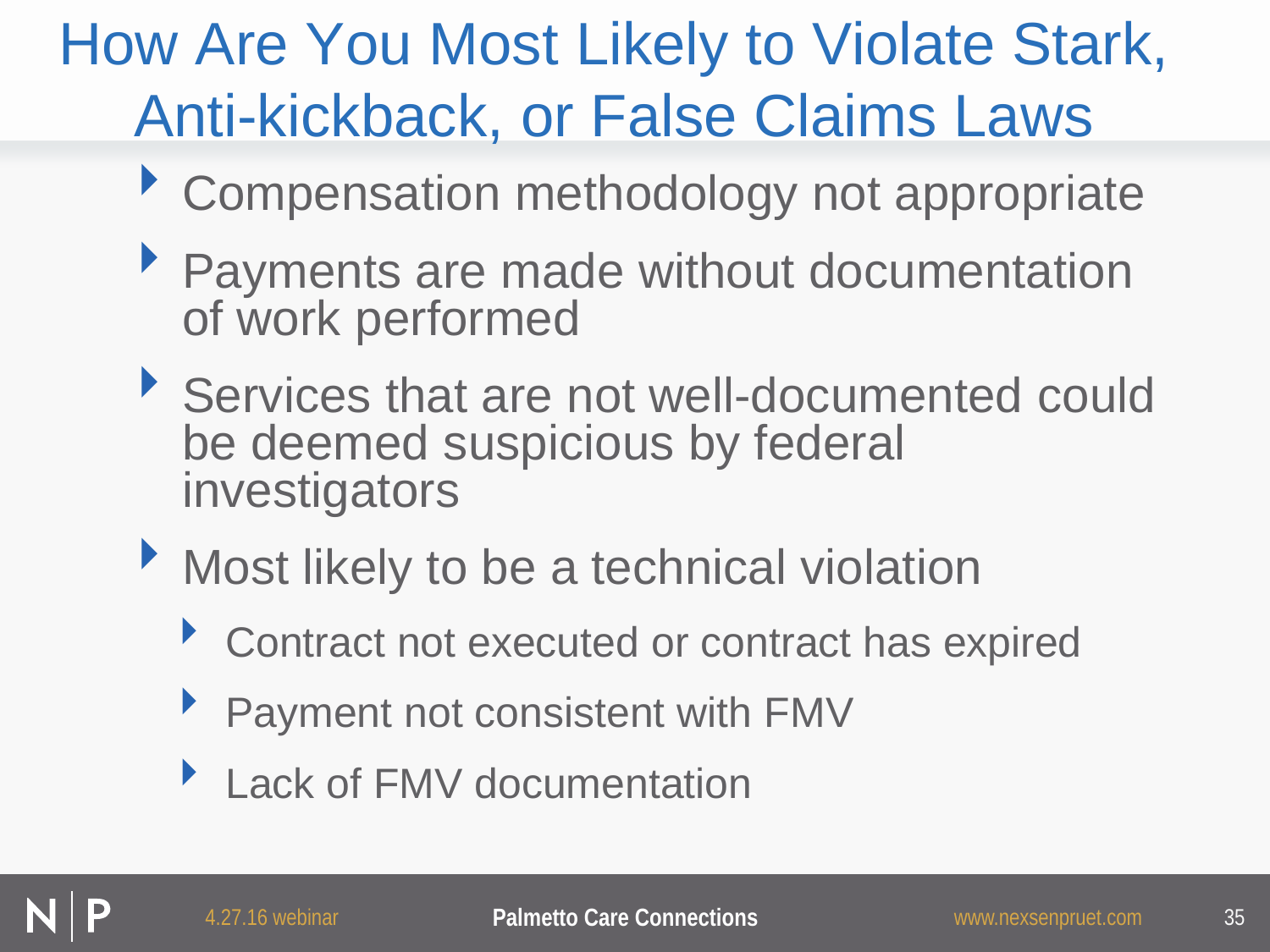# How Are You Most Likely to Violate Stark, Anti-kickback, or False Claims Laws

- Compensation methodology not appropriate
- Payments are made without documentation of work performed
- Services that are not well-documented could be deemed suspicious by federal investigators
- Most likely to be a technical violation
  - Contract not executed or contract has expired
  - Payment not consistent with FMV
  - Lack of FMV documentation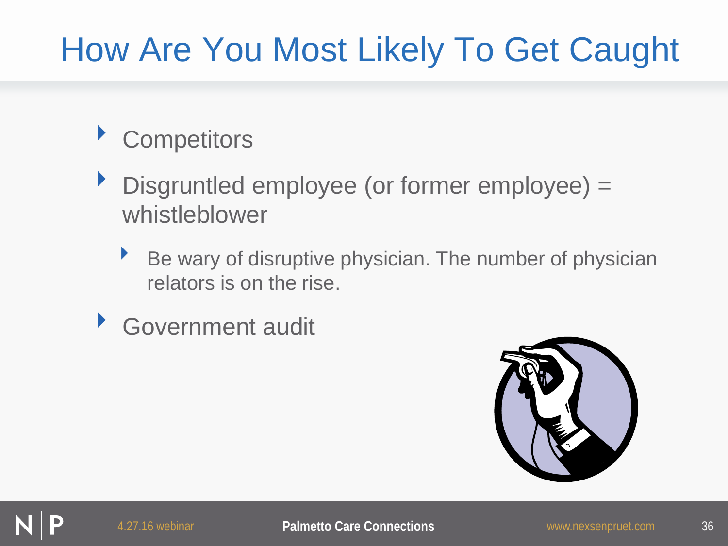# How Are You Most Likely To Get Caught

- Competitors
- Disgruntled employee (or former employee) = whistleblower
  - Be wary of disruptive physician. The number of physician relators is on the rise.
- Government audit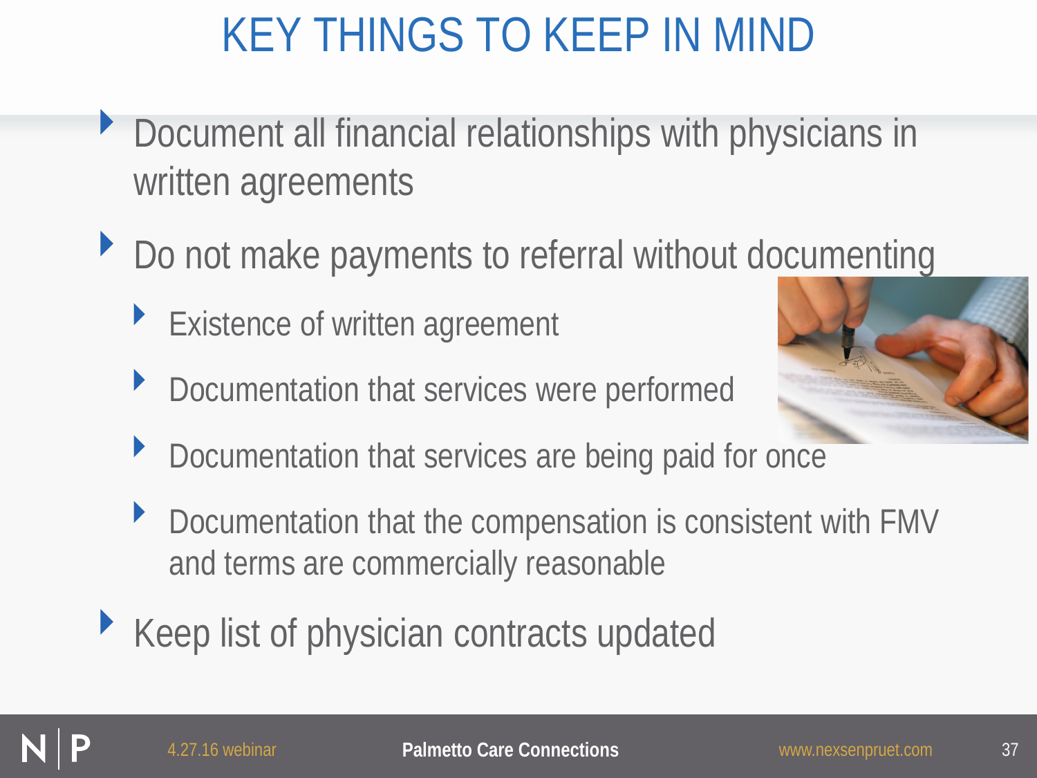# KEY THINGS TO KEEP IN MIND

- Document all financial relationships with physicians in written agreements
- Do not make payments to referral without documenting
  - Existence of written agreement
  - Documentation that services were performed
  - Documentation that services are being paid for once
  - Documentation that the compensation is consistent with FMV and terms are commercially reasonable
- Keep list of physician contracts updated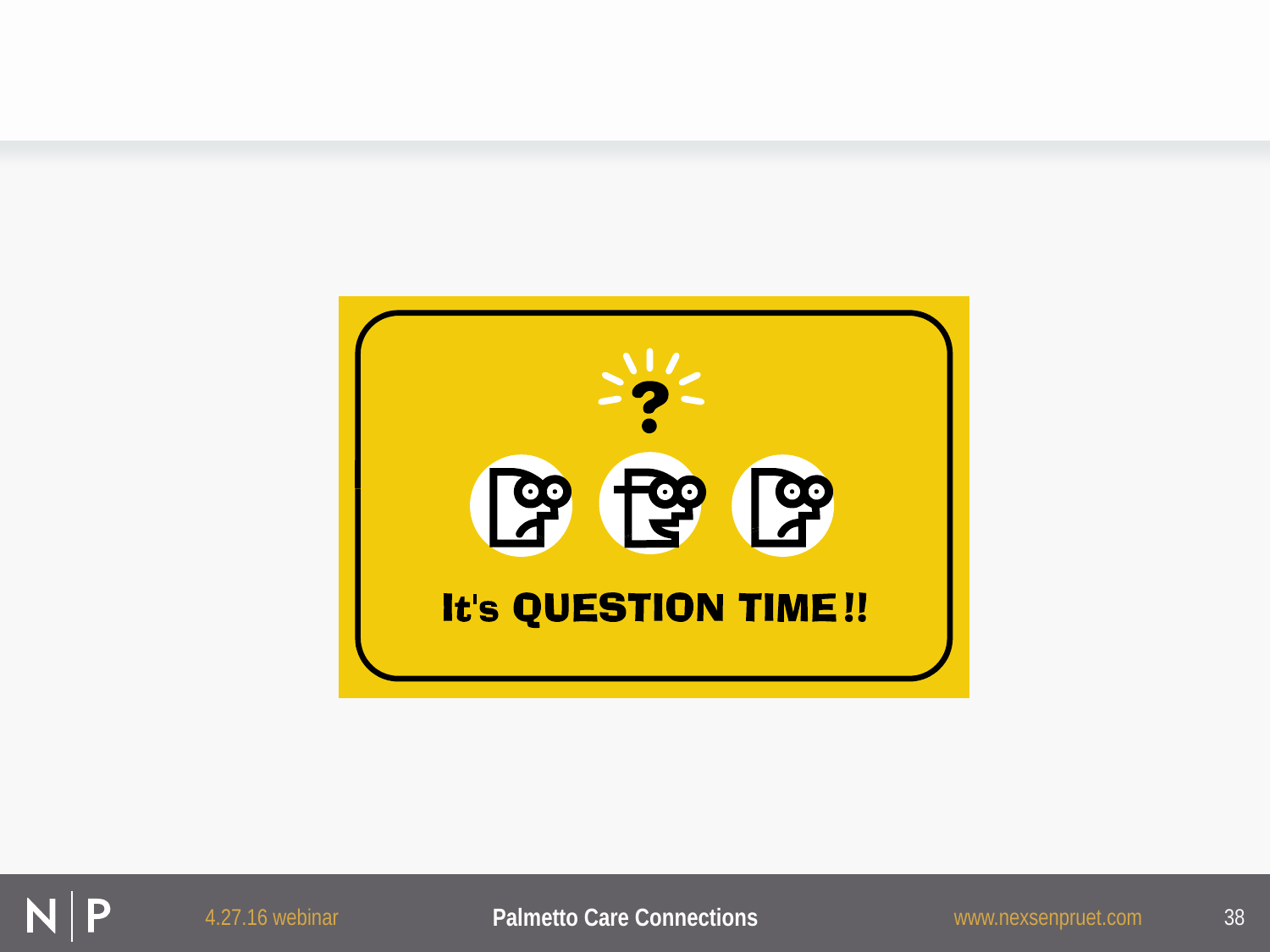It's QUESTION TIME!!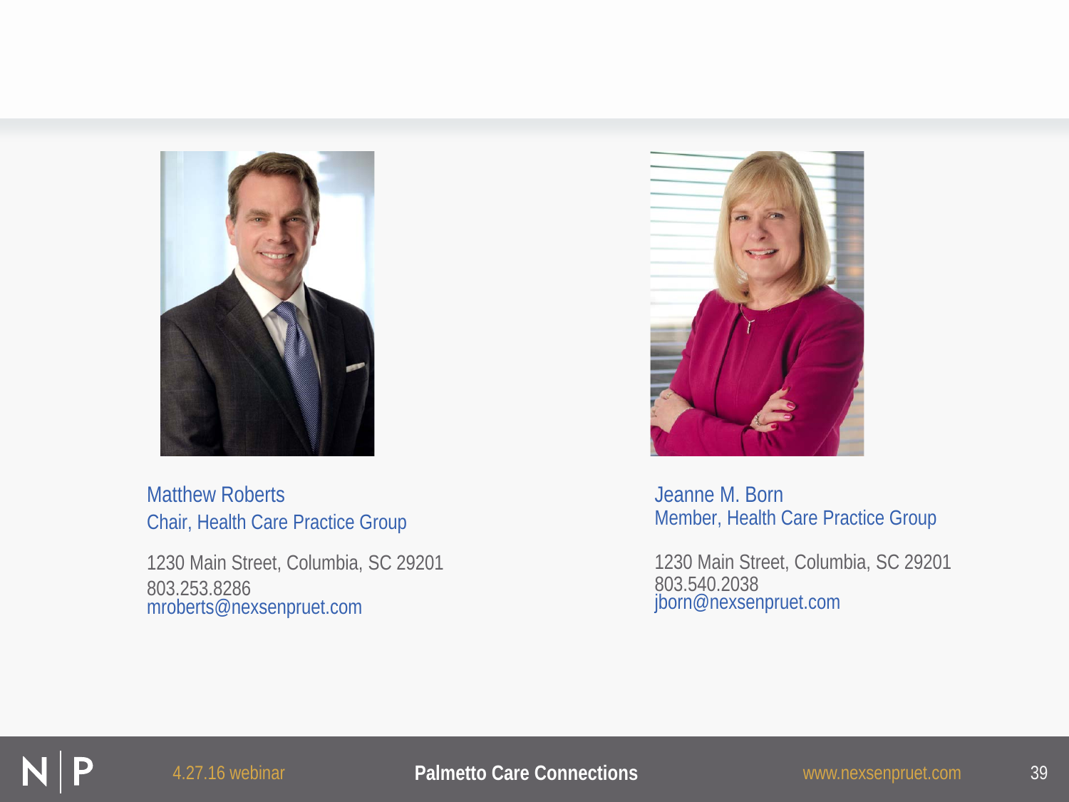Matthew Roberts
Chair, Health Care Practice Group

1230 Main Street, Columbia, SC 29201
803.253.8286
mroberts@nexsenpruet.com

Jeanne M. Born
Member, Health Care Practice Group

1230 Main Street, Columbia, SC 29201
803.540.2038
jborn@nexsenpruet.com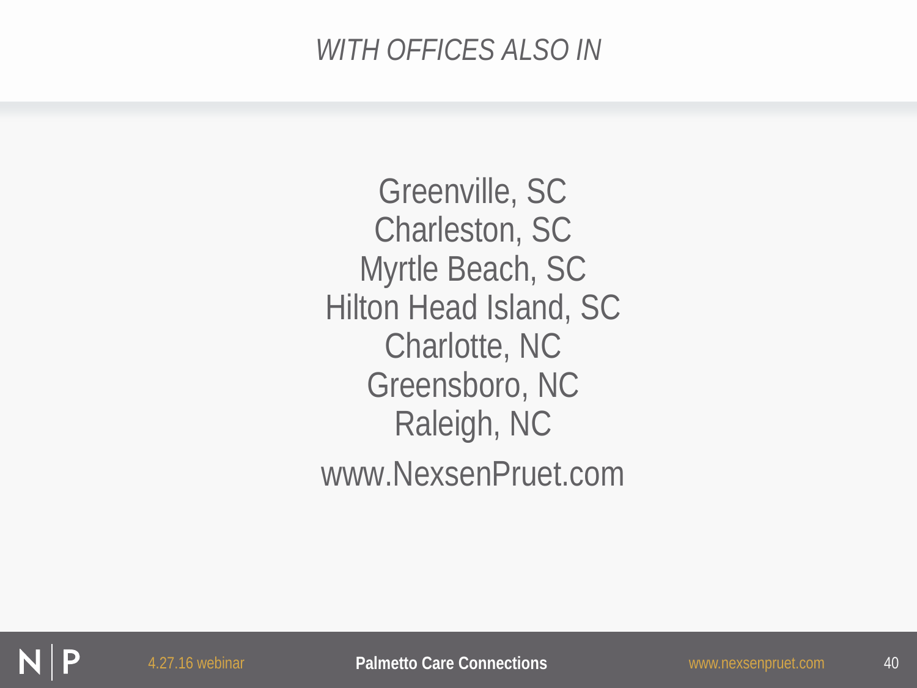# *WITH OFFICES ALSO IN*

Greenville, SC
Charleston, SC
Myrtle Beach, SC
Hilton Head Island, SC
Charlotte, NC
Greensboro, NC
Raleigh, NC

www.NexsenPruet.com